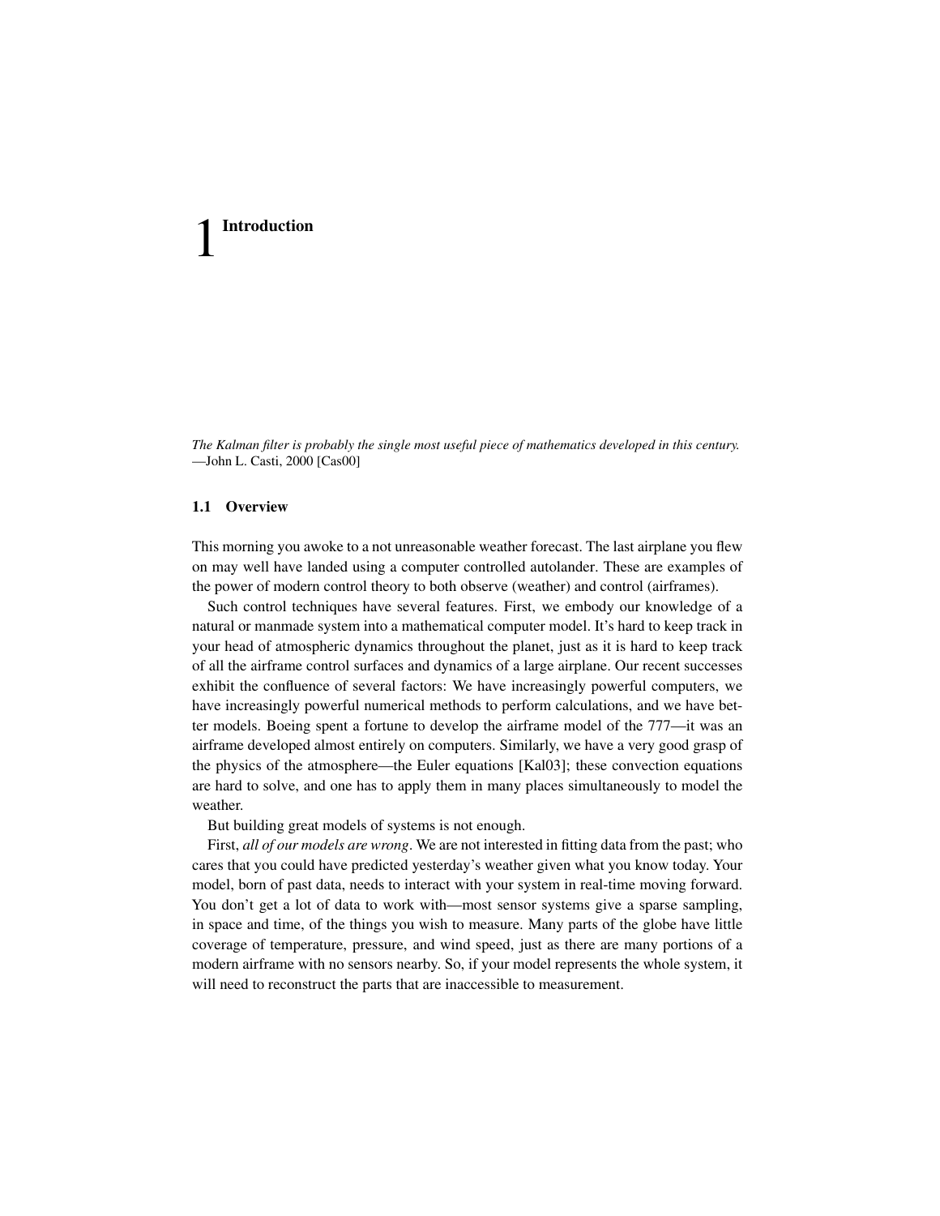# 1 Introduction

*The Kalman filter is probably the single most useful piece of mathematics developed in this century.*
—John L. Casti, 2000 [Cas00]

## 1.1 Overview

This morning you awoke to a not unreasonable weather forecast. The last airplane you flew on may well have landed using a computer controlled autolander. These are examples of the power of modern control theory to both observe (weather) and control (airframes).

Such control techniques have several features. First, we embody our knowledge of a natural or manmade system into a mathematical computer model. It's hard to keep track in your head of atmospheric dynamics throughout the planet, just as it is hard to keep track of all the airframe control surfaces and dynamics of a large airplane. Our recent successes exhibit the confluence of several factors: We have increasingly powerful computers, we have increasingly powerful numerical methods to perform calculations, and we have better models. Boeing spent a fortune to develop the airframe model of the 777—it was an airframe developed almost entirely on computers. Similarly, we have a very good grasp of the physics of the atmosphere—the Euler equations [Kal03]; these convection equations are hard to solve, and one has to apply them in many places simultaneously to model the weather.

But building great models of systems is not enough.

First, *all of our models are wrong*. We are not interested in fitting data from the past; who cares that you could have predicted yesterday's weather given what you know today. Your model, born of past data, needs to interact with your system in real-time moving forward. You don't get a lot of data to work with—most sensor systems give a sparse sampling, in space and time, of the things you wish to measure. Many parts of the globe have little coverage of temperature, pressure, and wind speed, just as there are many portions of a modern airframe with no sensors nearby. So, if your model represents the whole system, it will need to reconstruct the parts that are inaccessible to measurement.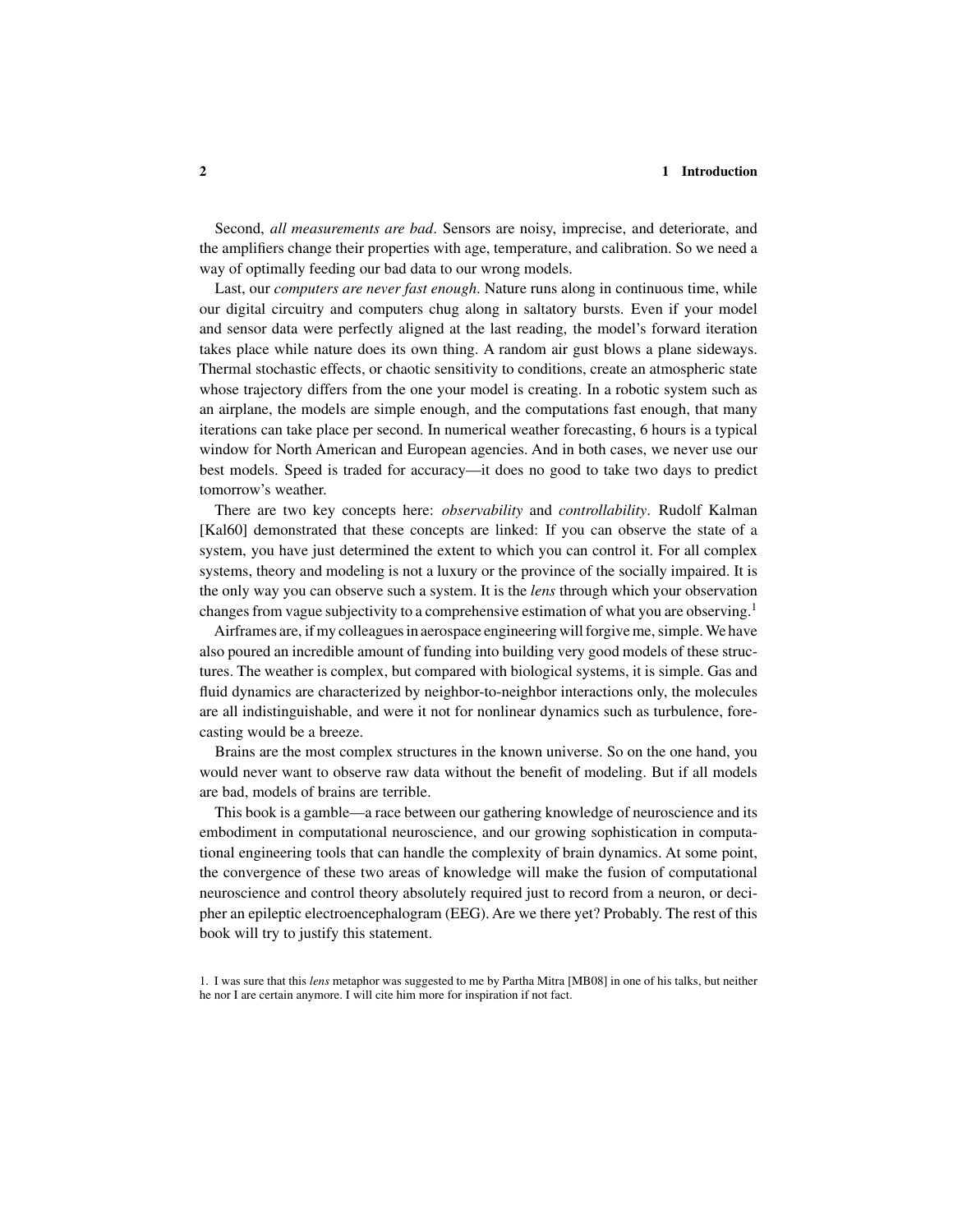Second, *all measurements are bad*. Sensors are noisy, imprecise, and deteriorate, and the amplifiers change their properties with age, temperature, and calibration. So we need a way of optimally feeding our bad data to our wrong models.

Last, our *computers are never fast enough*. Nature runs along in continuous time, while our digital circuitry and computers chug along in saltatory bursts. Even if your model and sensor data were perfectly aligned at the last reading, the model's forward iteration takes place while nature does its own thing. A random air gust blows a plane sideways. Thermal stochastic effects, or chaotic sensitivity to conditions, create an atmospheric state whose trajectory differs from the one your model is creating. In a robotic system such as an airplane, the models are simple enough, and the computations fast enough, that many iterations can take place per second. In numerical weather forecasting, 6 hours is a typical window for North American and European agencies. And in both cases, we never use our best models. Speed is traded for accuracy—it does no good to take two days to predict tomorrow's weather.

There are two key concepts here: *observability* and *controllability*. Rudolf Kalman [Kal60] demonstrated that these concepts are linked: If you can observe the state of a system, you have just determined the extent to which you can control it. For all complex systems, theory and modeling is not a luxury or the province of the socially impaired. It is the only way you can observe such a system. It is the *lens* through which your observation changes from vague subjectivity to a comprehensive estimation of what you are observing.[1]

Airframes are, if my colleagues in aerospace engineering will forgive me, simple. We have also poured an incredible amount of funding into building very good models of these structures. The weather is complex, but compared with biological systems, it is simple. Gas and fluid dynamics are characterized by neighbor-to-neighbor interactions only, the molecules are all indistinguishable, and were it not for nonlinear dynamics such as turbulence, forecasting would be a breeze.

Brains are the most complex structures in the known universe. So on the one hand, you would never want to observe raw data without the benefit of modeling. But if all models are bad, models of brains are terrible.

This book is a gamble—a race between our gathering knowledge of neuroscience and its embodiment in computational neuroscience, and our growing sophistication in computational engineering tools that can handle the complexity of brain dynamics. At some point, the convergence of these two areas of knowledge will make the fusion of computational neuroscience and control theory absolutely required just to record from a neuron, or decipher an epileptic electroencephalogram (EEG). Are we there yet? Probably. The rest of this book will try to justify this statement.

1. I was sure that this *lens* metaphor was suggested to me by Partha Mitra [MB08] in one of his talks, but neither he nor I are certain anymore. I will cite him more for inspiration if not fact.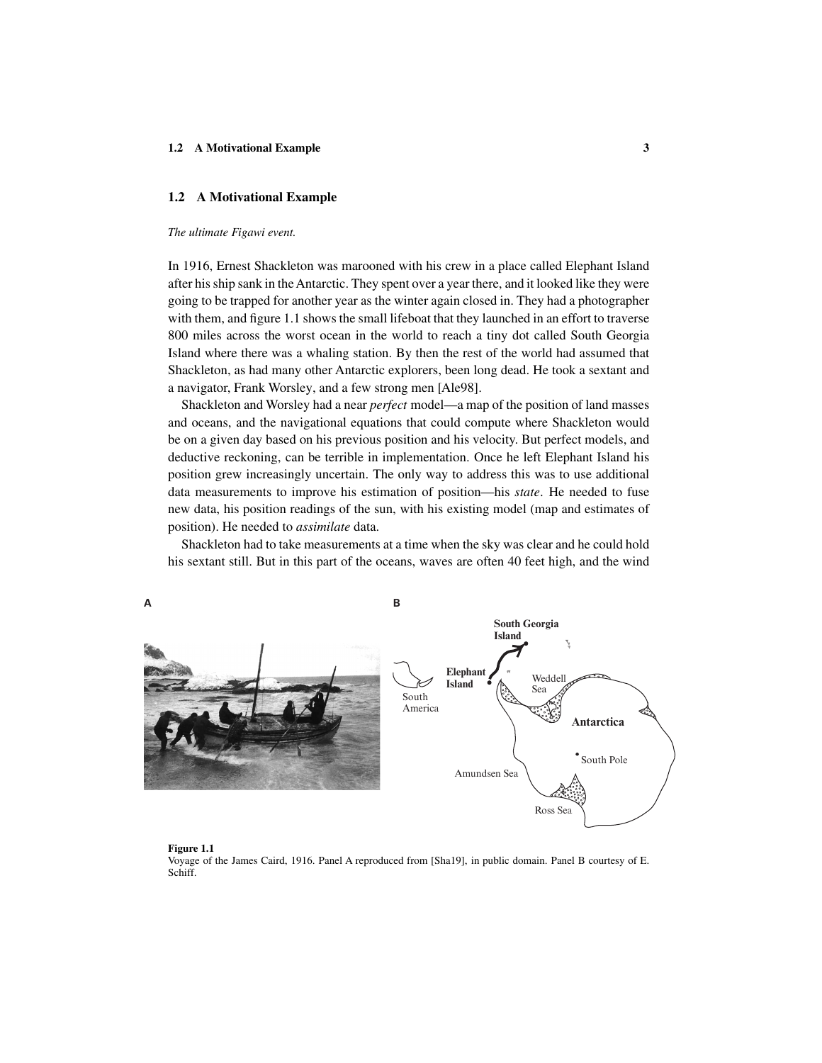## 1.2 A Motivational Example

*The ultimate Figawi event.*

In 1916, Ernest Shackleton was marooned with his crew in a place called Elephant Island after his ship sank in the Antarctic. They spent over a year there, and it looked like they were going to be trapped for another year as the winter again closed in. They had a photographer with them, and figure 1.1 shows the small lifeboat that they launched in an effort to traverse 800 miles across the worst ocean in the world to reach a tiny dot called South Georgia Island where there was a whaling station. By then the rest of the world had assumed that Shackleton, as had many other Antarctic explorers, been long dead. He took a sextant and a navigator, Frank Worsley, and a few strong men [Ale98].

Shackleton and Worsley had a near *perfect* model—a map of the position of land masses and oceans, and the navigational equations that could compute where Shackleton would be on a given day based on his previous position and his velocity. But perfect models, and deductive reckoning, can be terrible in implementation. Once he left Elephant Island his position grew increasingly uncertain. The only way to address this was to use additional data measurements to improve his estimation of position—his *state*. He needed to fuse new data, his position readings of the sun, with his existing model (map and estimates of position). He needed to *assimilate* data.

Shackleton had to take measurements at a time when the sky was clear and he could hold his sextant still. But in this part of the oceans, waves are often 40 feet high, and the wind

**Figure 1.1**
Voyage of the James Caird, 1916. Panel A reproduced from [Sha19], in public domain. Panel B courtesy of E. Schiff.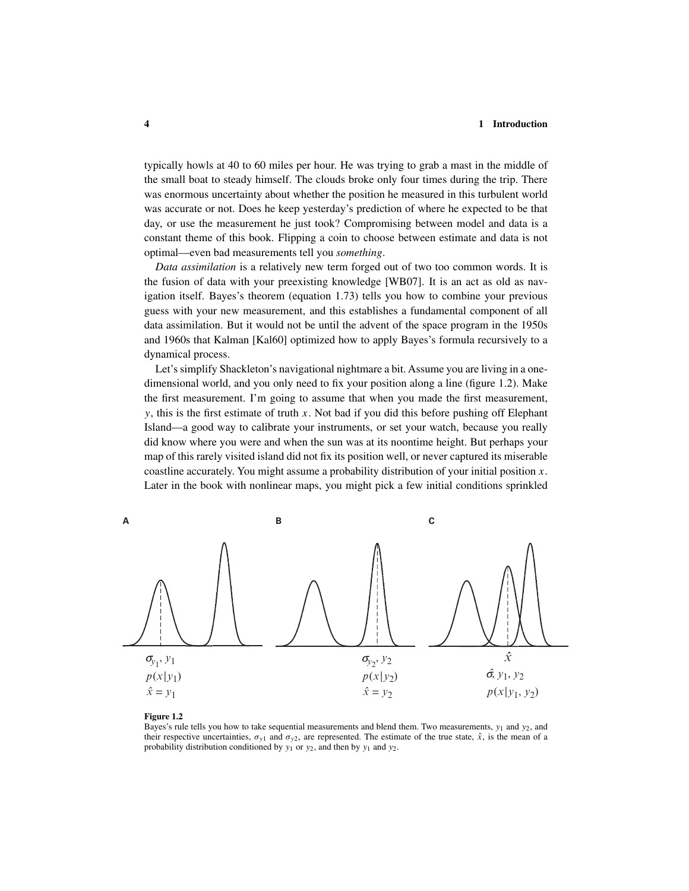typically howls at 40 to 60 miles per hour. He was trying to grab a mast in the middle of the small boat to steady himself. The clouds broke only four times during the trip. There was enormous uncertainty about whether the position he measured in this turbulent world was accurate or not. Does he keep yesterday's prediction of where he expected to be that day, or use the measurement he just took? Compromising between model and data is a constant theme of this book. Flipping a coin to choose between estimate and data is not optimal—even bad measurements tell you *something*.

*Data assimilation* is a relatively new term forged out of two too common words. It is the fusion of data with your preexisting knowledge [WB07]. It is an act as old as navigation itself. Bayes's theorem (equation 1.73) tells you how to combine your previous guess with your new measurement, and this establishes a fundamental component of all data assimilation. But it would not be until the advent of the space program in the 1950s and 1960s that Kalman [Kal60] optimized how to apply Bayes's formula recursively to a dynamical process.

Let's simplify Shackleton's navigational nightmare a bit. Assume you are living in a one-dimensional world, and you only need to fix your position along a line (figure 1.2). Make the first measurement. I'm going to assume that when you made the first measurement, $y$, this is the first estimate of truth $x$. Not bad if you did this before pushing off Elephant Island—a good way to calibrate your instruments, or set your watch, because you really did know where you were and when the sun was at its noontime height. But perhaps your map of this rarely visited island did not fix its position well, or never captured its miserable coastline accurately. You might assume a probability distribution of your initial position $x$. Later in the book with nonlinear maps, you might pick a few initial conditions sprinkled

A: $\sigma_{y_1}, y_1$; $p(x|y_1)$; $\hat{x} = y_1$

B: $\sigma_{y_2}, y_2$; $p(x|y_2)$; $\hat{x} = y_2$

C: $\hat{x}$; $\hat{\sigma}, y_1, y_2$; $p(x|y_1, y_2)$

**Figure 1.2**
Bayes's rule tells you how to take sequential measurements and blend them. Two measurements, $y_1$ and $y_2$, and their respective uncertainties, $\sigma_{y1}$ and $\sigma_{y2}$, are represented. The estimate of the true state, $\hat{x}$, is the mean of a probability distribution conditioned by $y_1$ or $y_2$, and then by $y_1$ and $y_2$.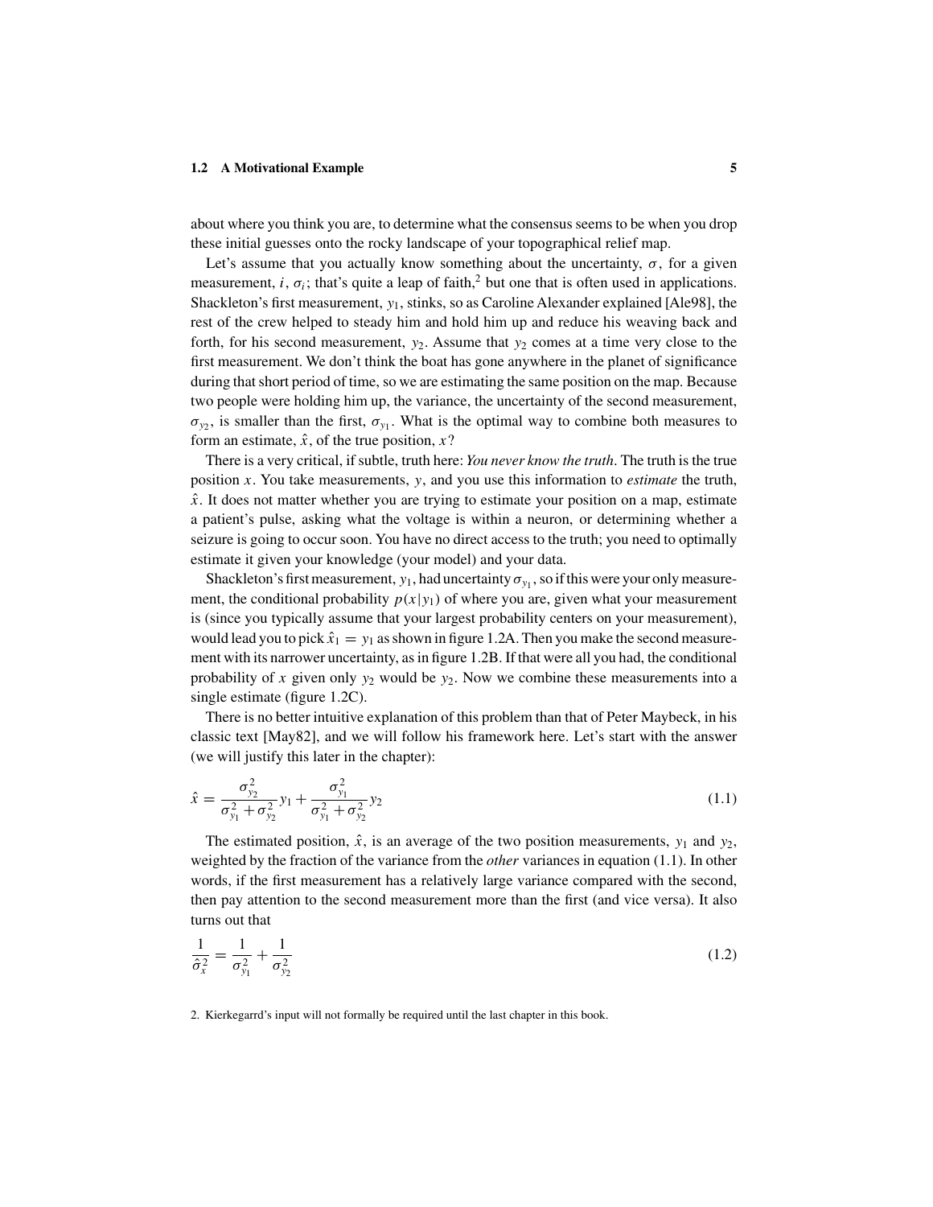about where you think you are, to determine what the consensus seems to be when you drop these initial guesses onto the rocky landscape of your topographical relief map.

Let's assume that you actually know something about the uncertainty, $\sigma$, for a given measurement, $i$, $\sigma_i$; that's quite a leap of faith,[2] but one that is often used in applications. Shackleton's first measurement, $y_1$, stinks, so as Caroline Alexander explained [Ale98], the rest of the crew helped to steady him and hold him up and reduce his weaving back and forth, for his second measurement, $y_2$. Assume that $y_2$ comes at a time very close to the first measurement. We don't think the boat has gone anywhere in the planet of significance during that short period of time, so we are estimating the same position on the map. Because two people were holding him up, the variance, the uncertainty of the second measurement, $\sigma_{y_2}$, is smaller than the first, $\sigma_{y_1}$. What is the optimal way to combine both measures to form an estimate, $\hat{x}$, of the true position, $x$?

There is a very critical, if subtle, truth here: *You never know the truth*. The truth is the true position $x$. You take measurements, $y$, and you use this information to *estimate* the truth, $\hat{x}$. It does not matter whether you are trying to estimate your position on a map, estimate a patient's pulse, asking what the voltage is within a neuron, or determining whether a seizure is going to occur soon. You have no direct access to the truth; you need to optimally estimate it given your knowledge (your model) and your data.

Shackleton's first measurement, $y_1$, had uncertainty $\sigma_{y_1}$, so if this were your only measurement, the conditional probability $p(x|y_1)$ of where you are, given what your measurement is (since you typically assume that your largest probability centers on your measurement), would lead you to pick $\hat{x}_1 = y_1$ as shown in figure 1.2A. Then you make the second measurement with its narrower uncertainty, as in figure 1.2B. If that were all you had, the conditional probability of $x$ given only $y_2$ would be $y_2$. Now we combine these measurements into a single estimate (figure 1.2C).

There is no better intuitive explanation of this problem than that of Peter Maybeck, in his classic text [May82], and we will follow his framework here. Let's start with the answer (we will justify this later in the chapter):

$$\hat{x} = \frac{\sigma_{y_2}^2}{\sigma_{y_1}^2 + \sigma_{y_2}^2} y_1 + \frac{\sigma_{y_1}^2}{\sigma_{y_1}^2 + \sigma_{y_2}^2} y_2 \tag{1.1}$$

The estimated position, $\hat{x}$, is an average of the two position measurements, $y_1$ and $y_2$, weighted by the fraction of the variance from the *other* variances in equation (1.1). In other words, if the first measurement has a relatively large variance compared with the second, then pay attention to the second measurement more than the first (and vice versa). It also turns out that

$$\frac{1}{\hat{\sigma}_x^2} = \frac{1}{\sigma_{y_1}^2} + \frac{1}{\sigma_{y_2}^2} \tag{1.2}$$

2. Kierkegarrd's input will not formally be required until the last chapter in this book.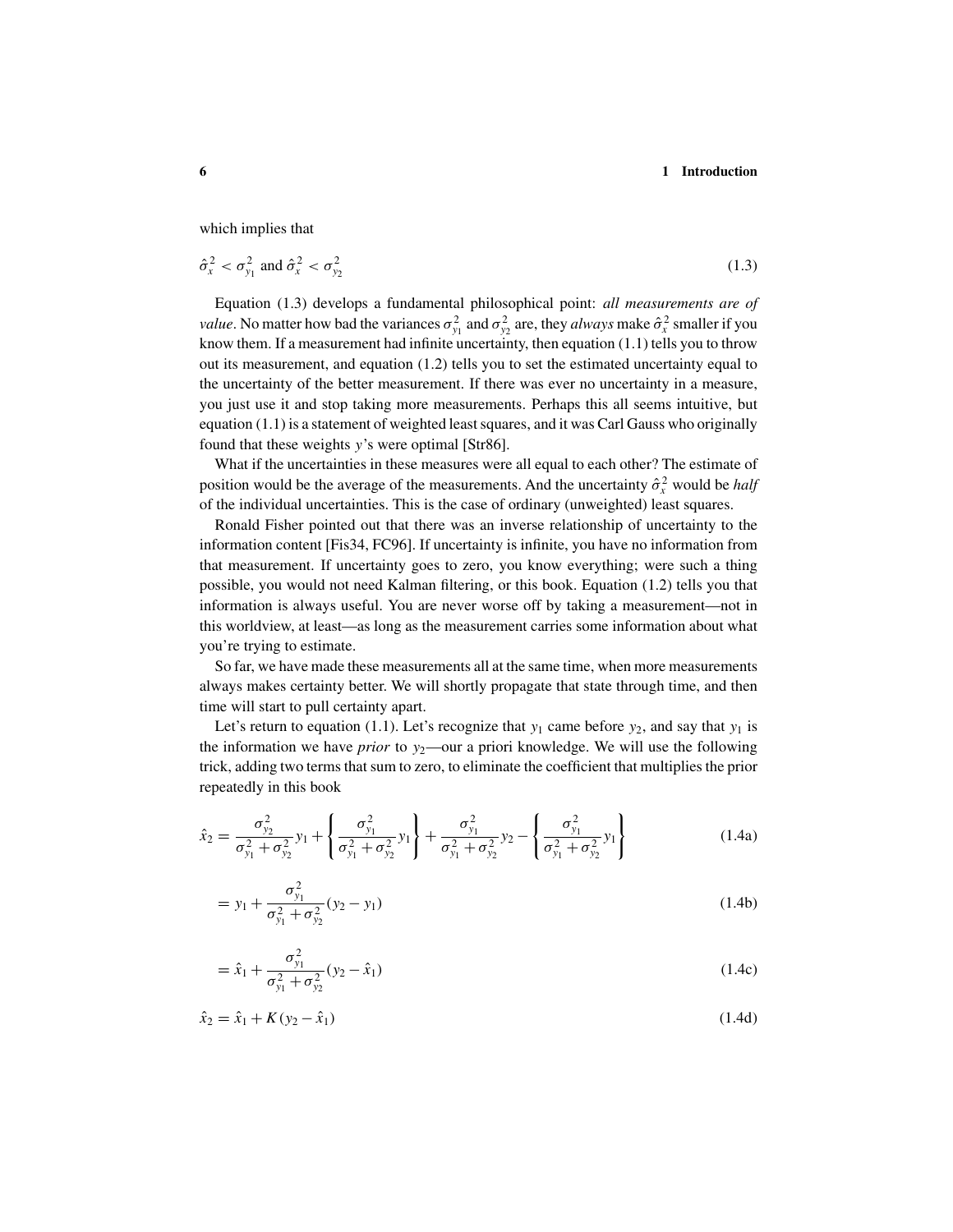which implies that

$$\hat{\sigma}_x^2 < \sigma_{y_1}^2 \text{ and } \hat{\sigma}_x^2 < \sigma_{y_2}^2 \tag{1.3}$$

Equation (1.3) develops a fundamental philosophical point: *all measurements are of value*. No matter how bad the variances $\sigma_{y_1}^2$ and $\sigma_{y_2}^2$ are, they *always* make $\hat{\sigma}_x^2$ smaller if you know them. If a measurement had infinite uncertainty, then equation (1.1) tells you to throw out its measurement, and equation (1.2) tells you to set the estimated uncertainty equal to the uncertainty of the better measurement. If there was ever no uncertainty in a measure, you just use it and stop taking more measurements. Perhaps this all seems intuitive, but equation (1.1) is a statement of weighted least squares, and it was Carl Gauss who originally found that these weights $y$'s were optimal [Str86].

What if the uncertainties in these measures were all equal to each other? The estimate of position would be the average of the measurements. And the uncertainty $\hat{\sigma}_x^2$ would be *half* of the individual uncertainties. This is the case of ordinary (unweighted) least squares.

Ronald Fisher pointed out that there was an inverse relationship of uncertainty to the information content [Fis34, FC96]. If uncertainty is infinite, you have no information from that measurement. If uncertainty goes to zero, you know everything; were such a thing possible, you would not need Kalman filtering, or this book. Equation (1.2) tells you that information is always useful. You are never worse off by taking a measurement—not in this worldview, at least—as long as the measurement carries some information about what you're trying to estimate.

So far, we have made these measurements all at the same time, when more measurements always makes certainty better. We will shortly propagate that state through time, and then time will start to pull certainty apart.

Let's return to equation (1.1). Let's recognize that $y_1$ came before $y_2$, and say that $y_1$ is the information we have *prior* to $y_2$—our a priori knowledge. We will use the following trick, adding two terms that sum to zero, to eliminate the coefficient that multiplies the prior repeatedly in this book

$$\hat{x}_2 = \frac{\sigma_{y_2}^2}{\sigma_{y_1}^2 + \sigma_{y_2}^2} y_1 + \left\{ \frac{\sigma_{y_1}^2}{\sigma_{y_1}^2 + \sigma_{y_2}^2} y_1 \right\} + \frac{\sigma_{y_1}^2}{\sigma_{y_1}^2 + \sigma_{y_2}^2} y_2 - \left\{ \frac{\sigma_{y_1}^2}{\sigma_{y_1}^2 + \sigma_{y_2}^2} y_1 \right\} \tag{1.4a}$$

$$= y_1 + \frac{\sigma_{y_1}^2}{\sigma_{y_1}^2 + \sigma_{y_2}^2} (y_2 - y_1) \tag{1.4b}$$

$$= \hat{x}_1 + \frac{\sigma_{y_1}^2}{\sigma_{y_1}^2 + \sigma_{y_2}^2} (y_2 - \hat{x}_1) \tag{1.4c}$$

$$\hat{x}_2 = \hat{x}_1 + K (y_2 - \hat{x}_1) \tag{1.4d}$$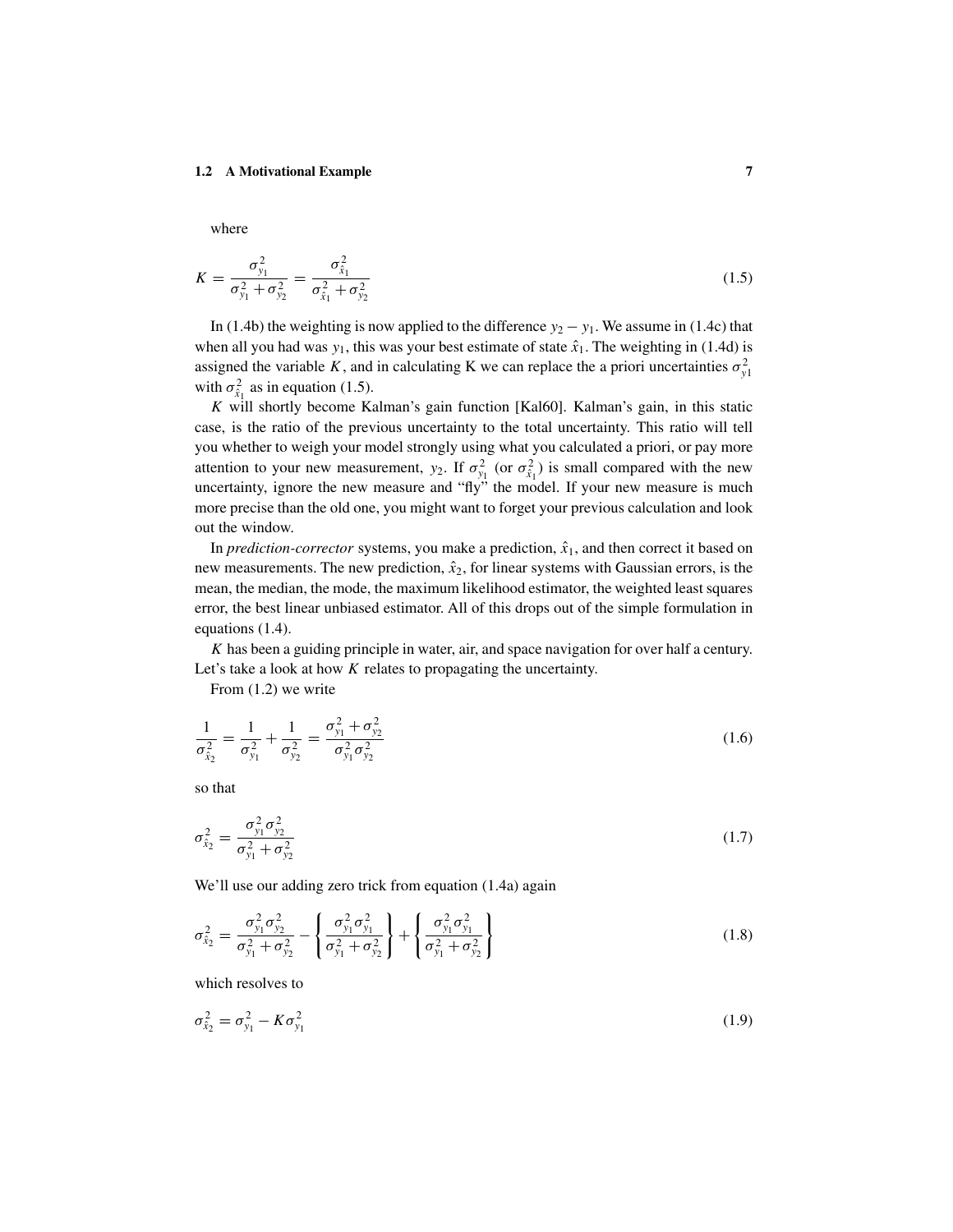where

$$K = \frac{\sigma_{y_1}^2}{\sigma_{y_1}^2 + \sigma_{y_2}^2} = \frac{\sigma_{\hat{x}_1}^2}{\sigma_{\hat{x}_1}^2 + \sigma_{y_2}^2} \tag{1.5}$$

In (1.4b) the weighting is now applied to the difference $y_2 - y_1$. We assume in (1.4c) that when all you had was $y_1$, this was your best estimate of state $\hat{x}_1$. The weighting in (1.4d) is assigned the variable $K$, and in calculating K we can replace the a priori uncertainties $\sigma_{y1}^2$ with $\sigma_{\hat{x}_1}^2$ as in equation (1.5).

$K$ will shortly become Kalman's gain function [Kal60]. Kalman's gain, in this static case, is the ratio of the previous uncertainty to the total uncertainty. This ratio will tell you whether to weigh your model strongly using what you calculated a priori, or pay more attention to your new measurement, $y_2$. If $\sigma_{y_1}^2$ (or $\sigma_{\hat{x}_1}^2$) is small compared with the new uncertainty, ignore the new measure and "fly" the model. If your new measure is much more precise than the old one, you might want to forget your previous calculation and look out the window.

In *prediction-corrector* systems, you make a prediction, $\hat{x}_1$, and then correct it based on new measurements. The new prediction, $\hat{x}_2$, for linear systems with Gaussian errors, is the mean, the median, the mode, the maximum likelihood estimator, the weighted least squares error, the best linear unbiased estimator. All of this drops out of the simple formulation in equations (1.4).

$K$ has been a guiding principle in water, air, and space navigation for over half a century. Let's take a look at how $K$ relates to propagating the uncertainty.

From (1.2) we write

$$\frac{1}{\sigma_{\hat{x}_2}^2} = \frac{1}{\sigma_{y_1}^2} + \frac{1}{\sigma_{y_2}^2} = \frac{\sigma_{y_1}^2 + \sigma_{y_2}^2}{\sigma_{y_1}^2 \sigma_{y_2}^2} \tag{1.6}$$

so that

$$\sigma_{\hat{x}_2}^2 = \frac{\sigma_{y_1}^2 \sigma_{y_2}^2}{\sigma_{y_1}^2 + \sigma_{y_2}^2} \tag{1.7}$$

We'll use our adding zero trick from equation (1.4a) again

$$\sigma_{\hat{x}_2}^2 = \frac{\sigma_{y_1}^2 \sigma_{y_2}^2}{\sigma_{y_1}^2 + \sigma_{y_2}^2} - \left\{ \frac{\sigma_{y_1}^2 \sigma_{y_1}^2}{\sigma_{y_1}^2 + \sigma_{y_2}^2} \right\} + \left\{ \frac{\sigma_{y_1}^2 \sigma_{y_1}^2}{\sigma_{y_1}^2 + \sigma_{y_2}^2} \right\} \tag{1.8}$$

which resolves to

$$\sigma_{\hat{x}_2}^2 = \sigma_{y_1}^2 - K\sigma_{y_1}^2 \tag{1.9}$$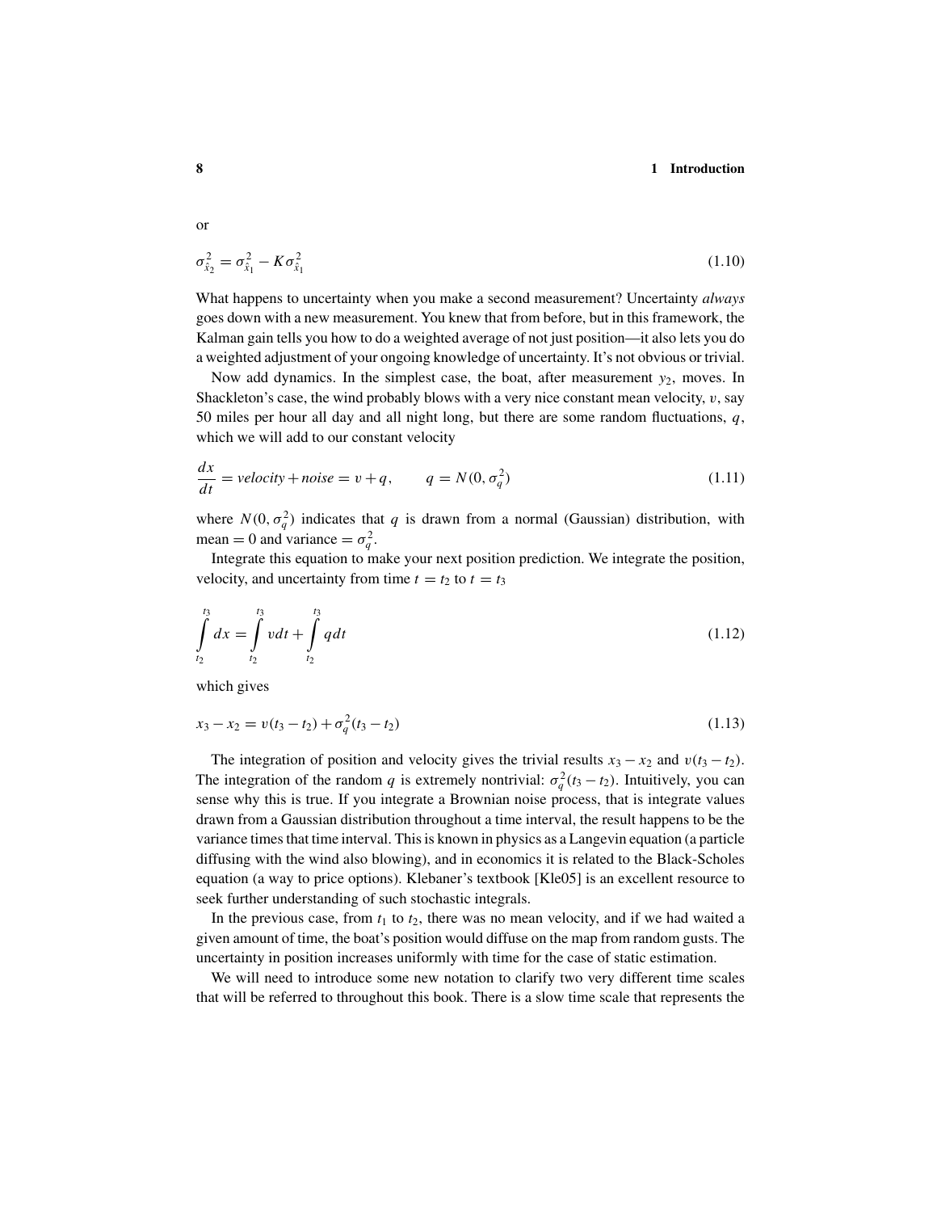or

$$\sigma_{\hat{x}_2}^2 = \sigma_{\hat{x}_1}^2 - K\sigma_{\hat{x}_1}^2 \tag{1.10}$$

What happens to uncertainty when you make a second measurement? Uncertainty *always* goes down with a new measurement. You knew that from before, but in this framework, the Kalman gain tells you how to do a weighted average of not just position—it also lets you do a weighted adjustment of your ongoing knowledge of uncertainty. It's not obvious or trivial.

Now add dynamics. In the simplest case, the boat, after measurement $y_2$, moves. In Shackleton's case, the wind probably blows with a very nice constant mean velocity, $v$, say 50 miles per hour all day and all night long, but there are some random fluctuations, $q$, which we will add to our constant velocity

$$\frac{dx}{dt} = velocity + noise = v + q, \qquad q = N(0, \sigma_q^2) \tag{1.11}$$

where $N(0, \sigma_q^2)$ indicates that $q$ is drawn from a normal (Gaussian) distribution, with mean $= 0$ and variance $= \sigma_q^2$.

Integrate this equation to make your next position prediction. We integrate the position, velocity, and uncertainty from time $t = t_2$ to $t = t_3$

$$\int_{t_2}^{t_3} dx = \int_{t_2}^{t_3} v\,dt + \int_{t_2}^{t_3} q\,dt \tag{1.12}$$

which gives

$$x_3 - x_2 = v(t_3 - t_2) + \sigma_q^2(t_3 - t_2) \tag{1.13}$$

The integration of position and velocity gives the trivial results $x_3 - x_2$ and $v(t_3 - t_2)$. The integration of the random $q$ is extremely nontrivial: $\sigma_q^2(t_3 - t_2)$. Intuitively, you can sense why this is true. If you integrate a Brownian noise process, that is integrate values drawn from a Gaussian distribution throughout a time interval, the result happens to be the variance times that time interval. This is known in physics as a Langevin equation (a particle diffusing with the wind also blowing), and in economics it is related to the Black-Scholes equation (a way to price options). Klebaner's textbook [Kle05] is an excellent resource to seek further understanding of such stochastic integrals.

In the previous case, from $t_1$ to $t_2$, there was no mean velocity, and if we had waited a given amount of time, the boat's position would diffuse on the map from random gusts. The uncertainty in position increases uniformly with time for the case of static estimation.

We will need to introduce some new notation to clarify two very different time scales that will be referred to throughout this book. There is a slow time scale that represents the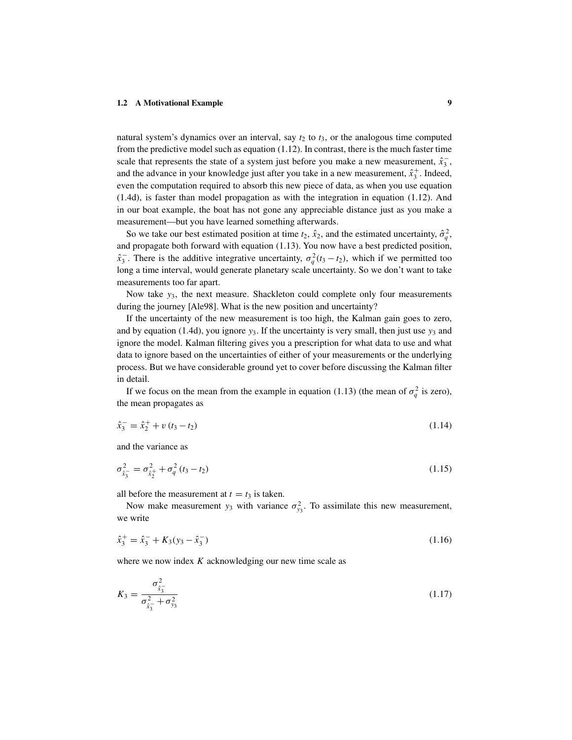natural system's dynamics over an interval, say $t_2$ to $t_3$, or the analogous time computed from the predictive model such as equation (1.12). In contrast, there is the much faster time scale that represents the state of a system just before you make a new measurement, $\hat{x}_3^-$, and the advance in your knowledge just after you take in a new measurement, $\hat{x}_3^+$. Indeed, even the computation required to absorb this new piece of data, as when you use equation (1.4d), is faster than model propagation as with the integration in equation (1.12). And in our boat example, the boat has not gone any appreciable distance just as you make a measurement—but you have learned something afterwards.

So we take our best estimated position at time $t_2$, $\hat{x}_2$, and the estimated uncertainty, $\hat{\sigma}_q^2$, and propagate both forward with equation (1.13). You now have a best predicted position, $\hat{x}_3^-$. There is the additive integrative uncertainty, $\sigma_q^2(t_3 - t_2)$, which if we permitted too long a time interval, would generate planetary scale uncertainty. So we don't want to take measurements too far apart.

Now take $y_3$, the next measure. Shackleton could complete only four measurements during the journey [Ale98]. What is the new position and uncertainty?

If the uncertainty of the new measurement is too high, the Kalman gain goes to zero, and by equation (1.4d), you ignore $y_3$. If the uncertainty is very small, then just use $y_3$ and ignore the model. Kalman filtering gives you a prescription for what data to use and what data to ignore based on the uncertainties of either of your measurements or the underlying process. But we have considerable ground yet to cover before discussing the Kalman filter in detail.

If we focus on the mean from the example in equation (1.13) (the mean of $\sigma_q^2$ is zero), the mean propagates as

$$\hat{x}_3^- = \hat{x}_2^+ + v\,(t_3 - t_2) \tag{1.14}$$

and the variance as

$$\sigma_{\hat{x}_3^-}^2 = \sigma_{\hat{x}_2^+}^2 + \sigma_q^2\,(t_3 - t_2) \tag{1.15}$$

all before the measurement at $t = t_3$ is taken.

Now make measurement $y_3$ with variance $\sigma_{y_3}^2$. To assimilate this new measurement, we write

$$\hat{x}_3^+ = \hat{x}_3^- + K_3(y_3 - \hat{x}_3^-) \tag{1.16}$$

where we now index $K$ acknowledging our new time scale as

$$K_3 = \frac{\sigma_{\hat{x}_3^-}^2}{\sigma_{\hat{x}_3^-}^2 + \sigma_{y_3}^2} \tag{1.17}$$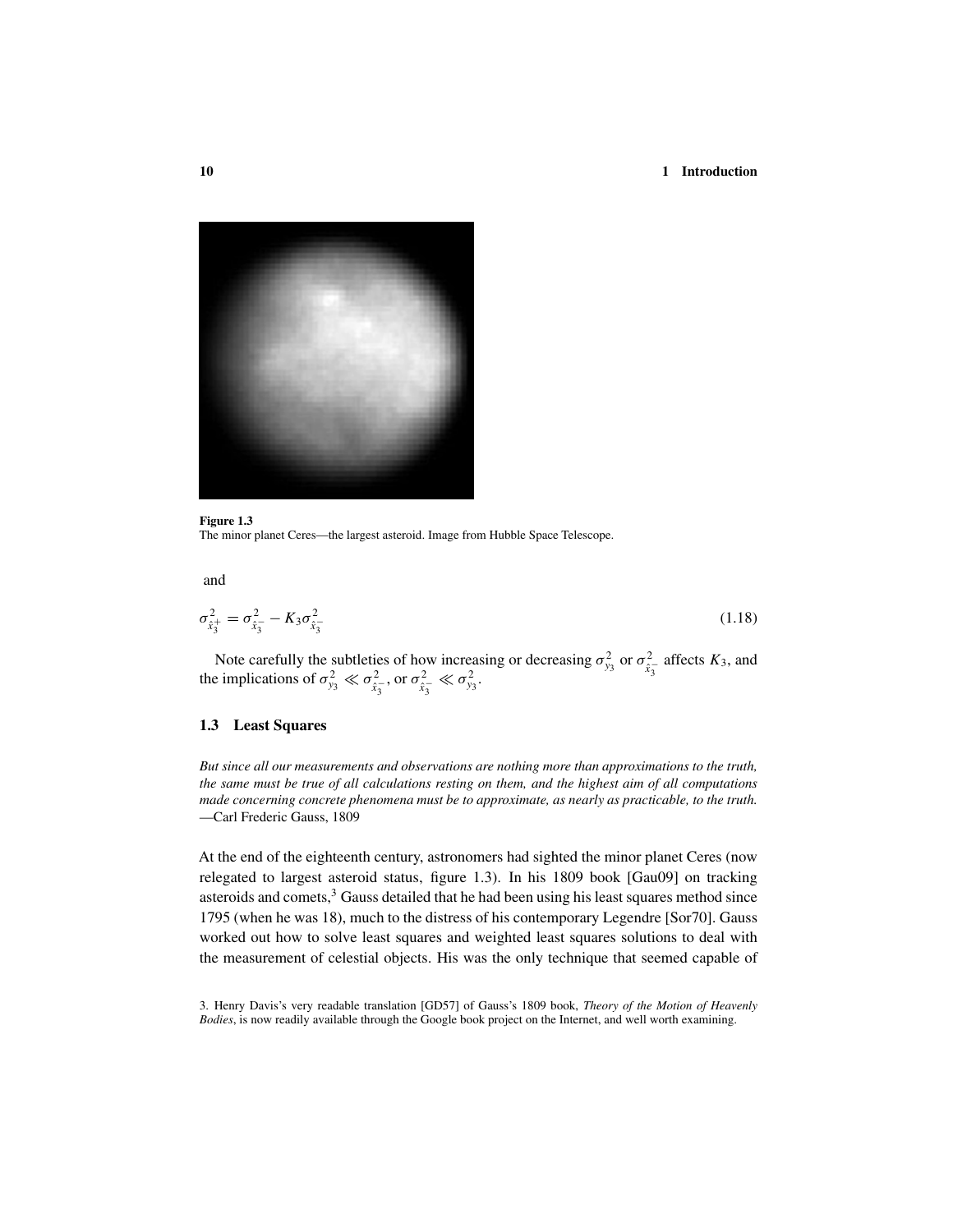**Figure 1.3**
The minor planet Ceres—the largest asteroid. Image from Hubble Space Telescope.

and

$$\sigma^2_{\hat{x}_3^+} = \sigma^2_{\hat{x}_3^-} - K_3 \sigma^2_{\hat{x}_3^-} \tag{1.18}$$

Note carefully the subtleties of how increasing or decreasing $\sigma^2_{y_3}$ or $\sigma^2_{\hat{x}_3^-}$ affects $K_3$, and the implications of $\sigma^2_{y_3} \ll \sigma^2_{\hat{x}_3^-}$, or $\sigma^2_{\hat{x}_3^-} \ll \sigma^2_{y_3}$.

## 1.3 Least Squares

*But since all our measurements and observations are nothing more than approximations to the truth, the same must be true of all calculations resting on them, and the highest aim of all computations made concerning concrete phenomena must be to approximate, as nearly as practicable, to the truth.*
—Carl Frederic Gauss, 1809

At the end of the eighteenth century, astronomers had sighted the minor planet Ceres (now relegated to largest asteroid status, figure 1.3). In his 1809 book [Gau09] on tracking asteroids and comets,[3] Gauss detailed that he had been using his least squares method since 1795 (when he was 18), much to the distress of his contemporary Legendre [Sor70]. Gauss worked out how to solve least squares and weighted least squares solutions to deal with the measurement of celestial objects. His was the only technique that seemed capable of

3. Henry Davis's very readable translation [GD57] of Gauss's 1809 book, *Theory of the Motion of Heavenly Bodies*, is now readily available through the Google book project on the Internet, and well worth examining.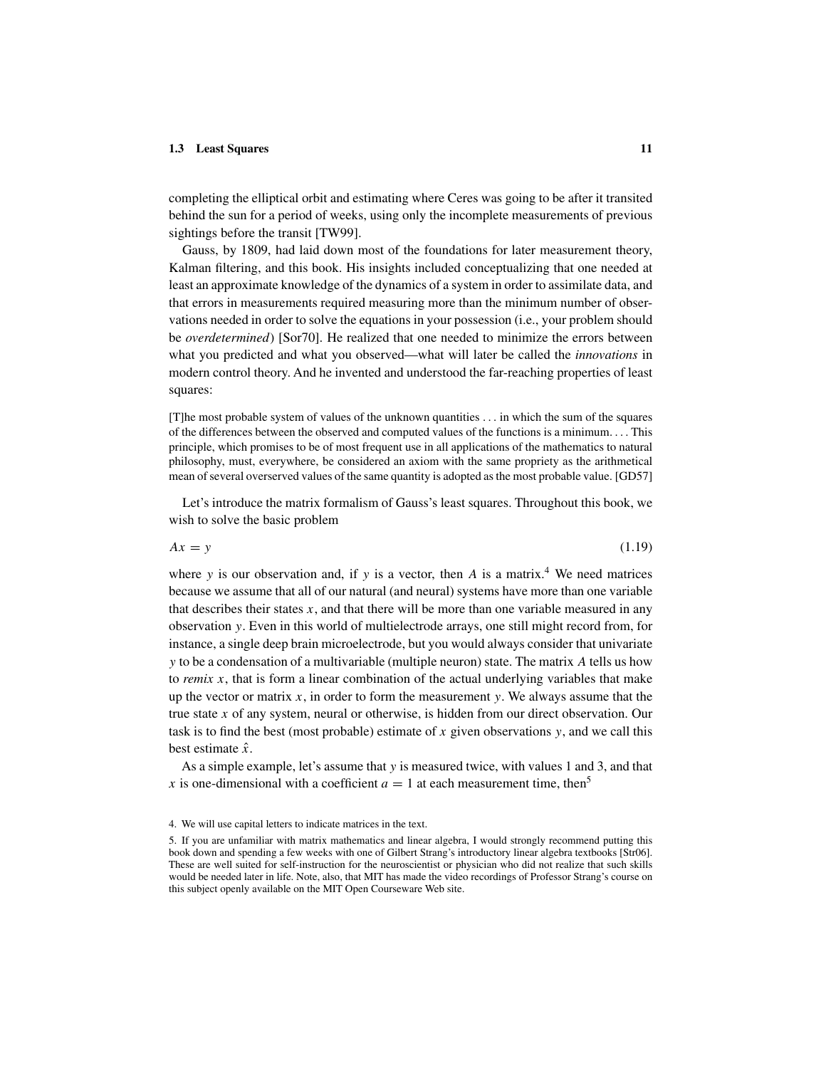completing the elliptical orbit and estimating where Ceres was going to be after it transited behind the sun for a period of weeks, using only the incomplete measurements of previous sightings before the transit [TW99].

Gauss, by 1809, had laid down most of the foundations for later measurement theory, Kalman filtering, and this book. His insights included conceptualizing that one needed at least an approximate knowledge of the dynamics of a system in order to assimilate data, and that errors in measurements required measuring more than the minimum number of observations needed in order to solve the equations in your possession (i.e., your problem should be *overdetermined*) [Sor70]. He realized that one needed to minimize the errors between what you predicted and what you observed—what will later be called the *innovations* in modern control theory. And he invented and understood the far-reaching properties of least squares:

> [T]he most probable system of values of the unknown quantities . . . in which the sum of the squares of the differences between the observed and computed values of the functions is a minimum. . . . This principle, which promises to be of most frequent use in all applications of the mathematics to natural philosophy, must, everywhere, be considered an axiom with the same propriety as the arithmetical mean of several overserved values of the same quantity is adopted as the most probable value. [GD57]

Let's introduce the matrix formalism of Gauss's least squares. Throughout this book, we wish to solve the basic problem

$$Ax = y \tag{1.19}$$

where $y$ is our observation and, if $y$ is a vector, then $A$ is a matrix.[4] We need matrices because we assume that all of our natural (and neural) systems have more than one variable that describes their states $x$, and that there will be more than one variable measured in any observation $y$. Even in this world of multielectrode arrays, one still might record from, for instance, a single deep brain microelectrode, but you would always consider that univariate $y$ to be a condensation of a multivariable (multiple neuron) state. The matrix $A$ tells us how to *remix* $x$, that is form a linear combination of the actual underlying variables that make up the vector or matrix $x$, in order to form the measurement $y$. We always assume that the true state $x$ of any system, neural or otherwise, is hidden from our direct observation. Our task is to find the best (most probable) estimate of $x$ given observations $y$, and we call this best estimate $\hat{x}$.

As a simple example, let's assume that $y$ is measured twice, with values 1 and 3, and that $x$ is one-dimensional with a coefficient $a = 1$ at each measurement time, then[5]

4. We will use capital letters to indicate matrices in the text.

5. If you are unfamiliar with matrix mathematics and linear algebra, I would strongly recommend putting this book down and spending a few weeks with one of Gilbert Strang's introductory linear algebra textbooks [Str06]. These are well suited for self-instruction for the neuroscientist or physician who did not realize that such skills would be needed later in life. Note, also, that MIT has made the video recordings of Professor Strang's course on this subject openly available on the MIT Open Courseware Web site.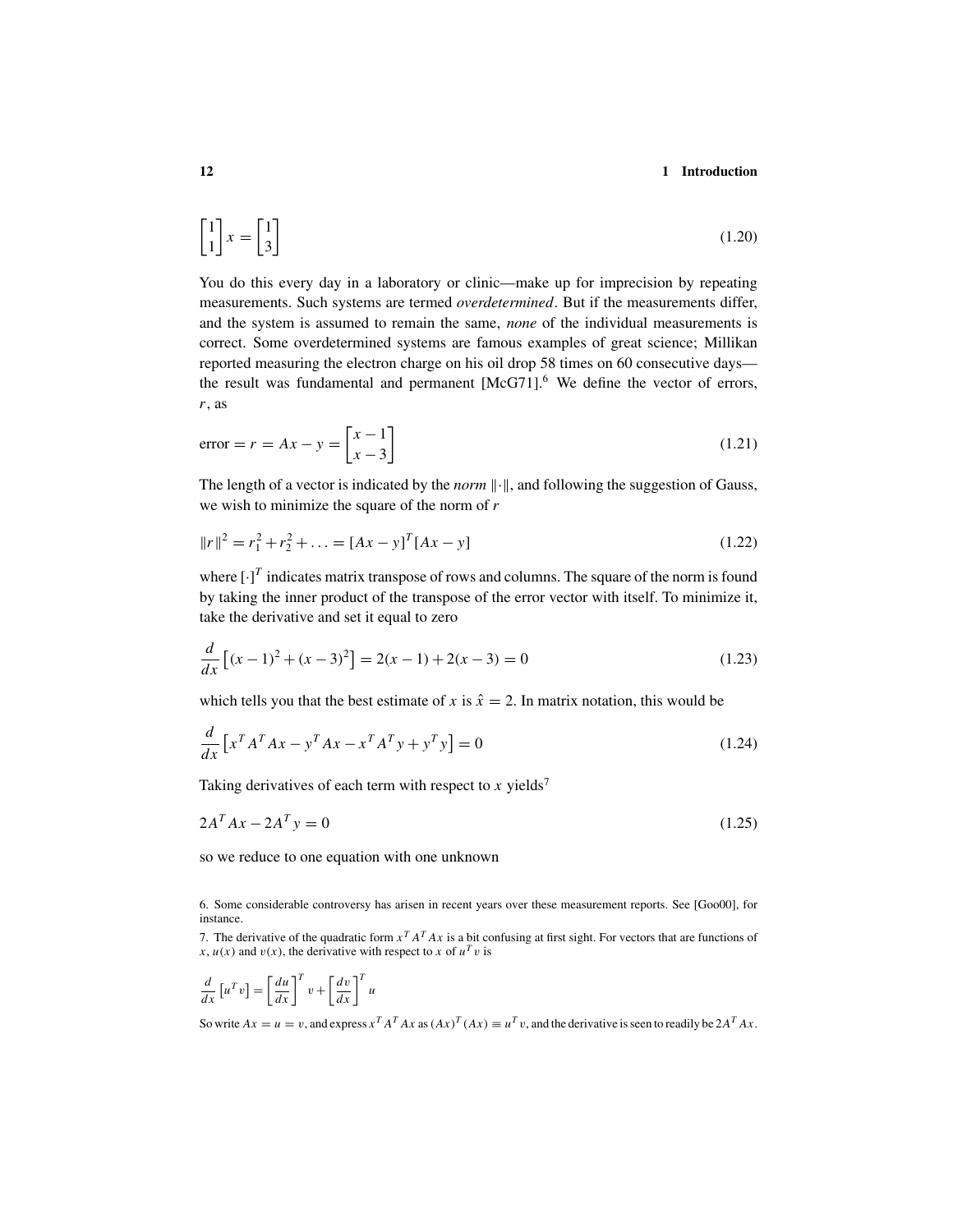$$\begin{bmatrix} 1 \\ 1 \end{bmatrix} x = \begin{bmatrix} 1 \\ 3 \end{bmatrix} \tag{1.20}$$

You do this every day in a laboratory or clinic—make up for imprecision by repeating measurements. Such systems are termed *overdetermined*. But if the measurements differ, and the system is assumed to remain the same, *none* of the individual measurements is correct. Some overdetermined systems are famous examples of great science; Millikan reported measuring the electron charge on his oil drop 58 times on 60 consecutive days—the result was fundamental and permanent [McG71].[6] We define the vector of errors, $r$, as

$$\text{error} = r = Ax - y = \begin{bmatrix} x - 1 \\ x - 3 \end{bmatrix} \tag{1.21}$$

The length of a vector is indicated by the *norm* $\|\cdot\|$, and following the suggestion of Gauss, we wish to minimize the square of the norm of $r$

$$\|r\|^2 = r_1^2 + r_2^2 + \ldots = [Ax - y]^T [Ax - y] \tag{1.22}$$

where $[\cdot]^T$ indicates matrix transpose of rows and columns. The square of the norm is found by taking the inner product of the transpose of the error vector with itself. To minimize it, take the derivative and set it equal to zero

$$\frac{d}{dx}\left[(x-1)^2 + (x-3)^2\right] = 2(x-1) + 2(x-3) = 0 \tag{1.23}$$

which tells you that the best estimate of $x$ is $\hat{x} = 2$. In matrix notation, this would be

$$\frac{d}{dx}\left[x^T A^T A x - y^T A x - x^T A^T y + y^T y\right] = 0 \tag{1.24}$$

Taking derivatives of each term with respect to $x$ yields[7]

$$2A^T A x - 2A^T y = 0 \tag{1.25}$$

so we reduce to one equation with one unknown

6. Some considerable controversy has arisen in recent years over these measurement reports. See [Goo00], for instance.

7. The derivative of the quadratic form $x^T A^T A x$ is a bit confusing at first sight. For vectors that are functions of $x$, $u(x)$ and $v(x)$, the derivative with respect to $x$ of $u^T v$ is

$$\frac{d}{dx}\left[u^T v\right] = \left[\frac{du}{dx}\right]^T v + \left[\frac{dv}{dx}\right]^T u$$

So write $Ax = u = v$, and express $x^T A^T A x$ as $(Ax)^T (Ax) \equiv u^T v$, and the derivative is seen to readily be $2A^T A x$.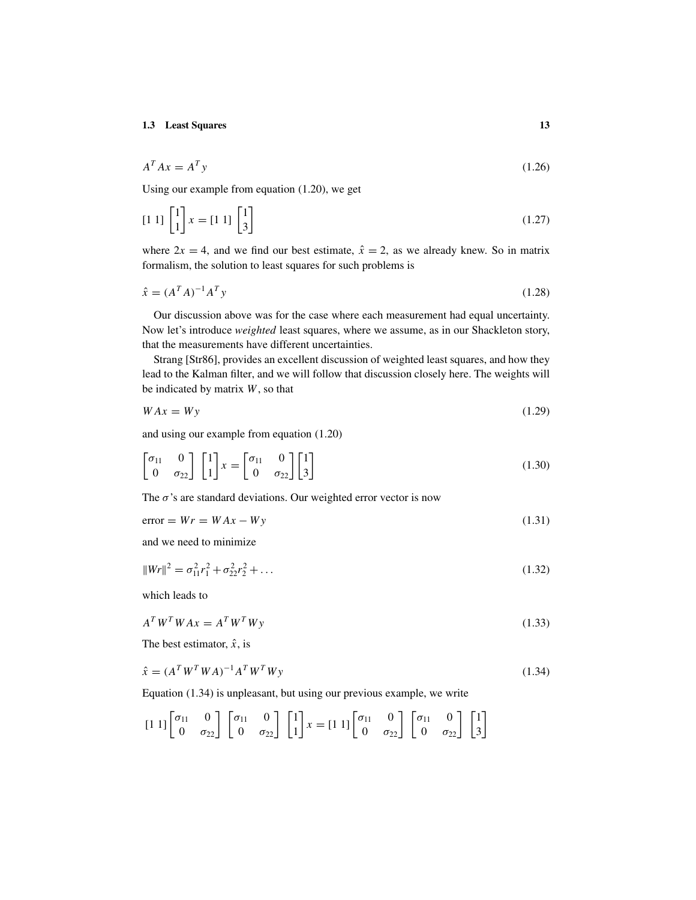$$A^T Ax = A^T y \tag{1.26}$$

Using our example from equation (1.20), we get

$$[1\ 1] \begin{bmatrix} 1 \\ 1 \end{bmatrix} x = [1\ 1] \begin{bmatrix} 1 \\ 3 \end{bmatrix} \tag{1.27}$$

where $2x = 4$, and we find our best estimate, $\hat{x} = 2$, as we already knew. So in matrix formalism, the solution to least squares for such problems is

$$\hat{x} = (A^T A)^{-1} A^T y \tag{1.28}$$

Our discussion above was for the case where each measurement had equal uncertainty. Now let's introduce *weighted* least squares, where we assume, as in our Shackleton story, that the measurements have different uncertainties.

Strang [Str86], provides an excellent discussion of weighted least squares, and how they lead to the Kalman filter, and we will follow that discussion closely here. The weights will be indicated by matrix $W$, so that

$$WAx = Wy \tag{1.29}$$

and using our example from equation (1.20)

$$\begin{bmatrix} \sigma_{11} & 0 \\ 0 & \sigma_{22} \end{bmatrix} \begin{bmatrix} 1 \\ 1 \end{bmatrix} x = \begin{bmatrix} \sigma_{11} & 0 \\ 0 & \sigma_{22} \end{bmatrix} \begin{bmatrix} 1 \\ 3 \end{bmatrix} \tag{1.30}$$

The $\sigma$'s are standard deviations. Our weighted error vector is now

$$\text{error} = Wr = WAx - Wy \tag{1.31}$$

and we need to minimize

$$\|Wr\|^2 = \sigma_{11}^2 r_1^2 + \sigma_{22}^2 r_2^2 + \ldots \tag{1.32}$$

which leads to

$$A^T W^T W A x = A^T W^T W y \tag{1.33}$$

The best estimator, $\hat{x}$, is

$$\hat{x} = (A^T W^T W A)^{-1} A^T W^T W y \tag{1.34}$$

Equation (1.34) is unpleasant, but using our previous example, we write

$$[1\ 1] \begin{bmatrix} \sigma_{11} & 0 \\ 0 & \sigma_{22} \end{bmatrix} \begin{bmatrix} \sigma_{11} & 0 \\ 0 & \sigma_{22} \end{bmatrix} \begin{bmatrix} 1 \\ 1 \end{bmatrix} x = [1\ 1] \begin{bmatrix} \sigma_{11} & 0 \\ 0 & \sigma_{22} \end{bmatrix} \begin{bmatrix} \sigma_{11} & 0 \\ 0 & \sigma_{22} \end{bmatrix} \begin{bmatrix} 1 \\ 3 \end{bmatrix}$$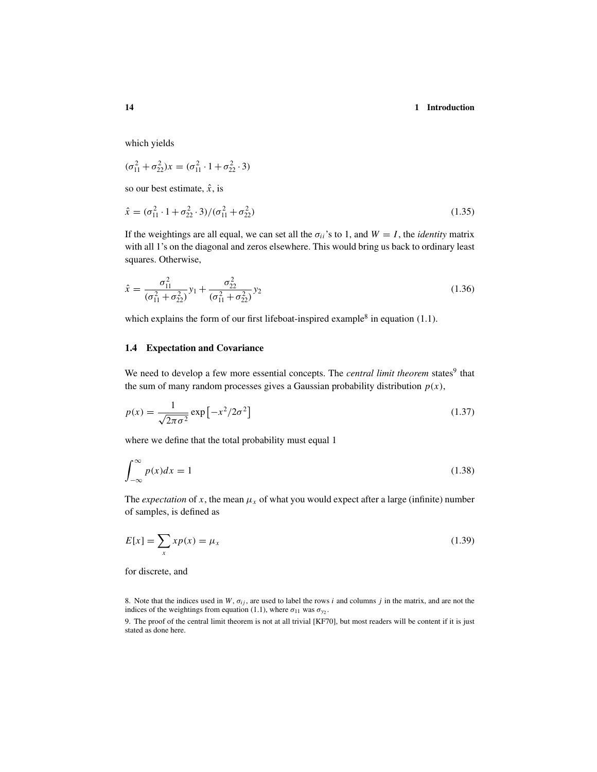which yields

$$(\sigma_{11}^2 + \sigma_{22}^2)x = (\sigma_{11}^2 \cdot 1 + \sigma_{22}^2 \cdot 3)$$

so our best estimate, $\hat{x}$, is

$$\hat{x} = (\sigma_{11}^2 \cdot 1 + \sigma_{22}^2 \cdot 3)/(\sigma_{11}^2 + \sigma_{22}^2) \tag{1.35}$$

If the weightings are all equal, we can set all the $\sigma_{ii}$'s to 1, and $W = I$, the *identity* matrix with all 1's on the diagonal and zeros elsewhere. This would bring us back to ordinary least squares. Otherwise,

$$\hat{x} = \frac{\sigma_{11}^2}{(\sigma_{11}^2 + \sigma_{22}^2)} y_1 + \frac{\sigma_{22}^2}{(\sigma_{11}^2 + \sigma_{22}^2)} y_2 \tag{1.36}$$

which explains the form of our first lifeboat-inspired example[8] in equation (1.1).

## 1.4 Expectation and Covariance

We need to develop a few more essential concepts. The *central limit theorem* states[9] that the sum of many random processes gives a Gaussian probability distribution $p(x)$,

$$p(x) = \frac{1}{\sqrt{2\pi\sigma^2}} \exp\left[-x^2/2\sigma^2\right] \tag{1.37}$$

where we define that the total probability must equal 1

$$\int_{-\infty}^{\infty} p(x)dx = 1 \tag{1.38}$$

The *expectation* of $x$, the mean $\mu_x$ of what you would expect after a large (infinite) number of samples, is defined as

$$E[x] = \sum_x x p(x) = \mu_x \tag{1.39}$$

for discrete, and

8. Note that the indices used in $W$, $\sigma_{ij}$, are used to label the rows $i$ and columns $j$ in the matrix, and are not the indices of the weightings from equation (1.1), where $\sigma_{11}$ was $\sigma_{y_2}$.

9. The proof of the central limit theorem is not at all trivial [KF70], but most readers will be content if it is just stated as done here.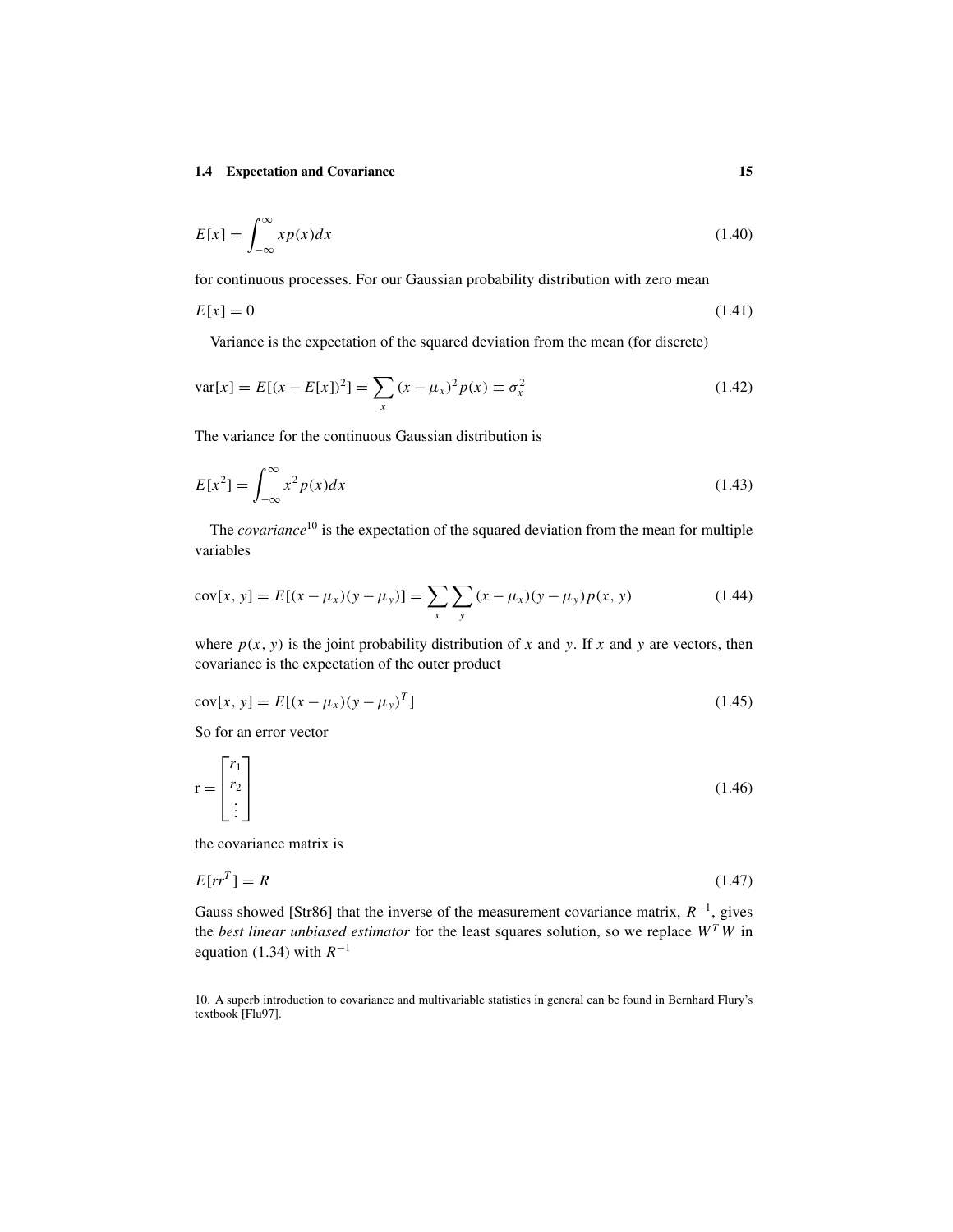$$E[x] = \int_{-\infty}^{\infty} x p(x) dx \tag{1.40}$$

for continuous processes. For our Gaussian probability distribution with zero mean

$$E[x] = 0 \tag{1.41}$$

Variance is the expectation of the squared deviation from the mean (for discrete)

$$\text{var}[x] = E[(x - E[x])^2] = \sum_x (x - \mu_x)^2 p(x) \equiv \sigma_x^2 \tag{1.42}$$

The variance for the continuous Gaussian distribution is

$$E[x^2] = \int_{-\infty}^{\infty} x^2 p(x) dx \tag{1.43}$$

The *covariance*[10] is the expectation of the squared deviation from the mean for multiple variables

$$\text{cov}[x, y] = E[(x - \mu_x)(y - \mu_y)] = \sum_x \sum_y (x - \mu_x)(y - \mu_y) p(x, y) \tag{1.44}$$

where $p(x, y)$ is the joint probability distribution of $x$ and $y$. If $x$ and $y$ are vectors, then covariance is the expectation of the outer product

$$\text{cov}[x, y] = E[(x - \mu_x)(y - \mu_y)^T] \tag{1.45}$$

So for an error vector

$$\text{r} = \begin{bmatrix} r_1 \\ r_2 \\ \vdots \end{bmatrix} \tag{1.46}$$

the covariance matrix is

$$E[rr^T] = R \tag{1.47}$$

Gauss showed [Str86] that the inverse of the measurement covariance matrix, $R^{-1}$, gives the *best linear unbiased estimator* for the least squares solution, so we replace $W^T W$ in equation (1.34) with $R^{-1}$

10. A superb introduction to covariance and multivariable statistics in general can be found in Bernhard Flury's textbook [Flu97].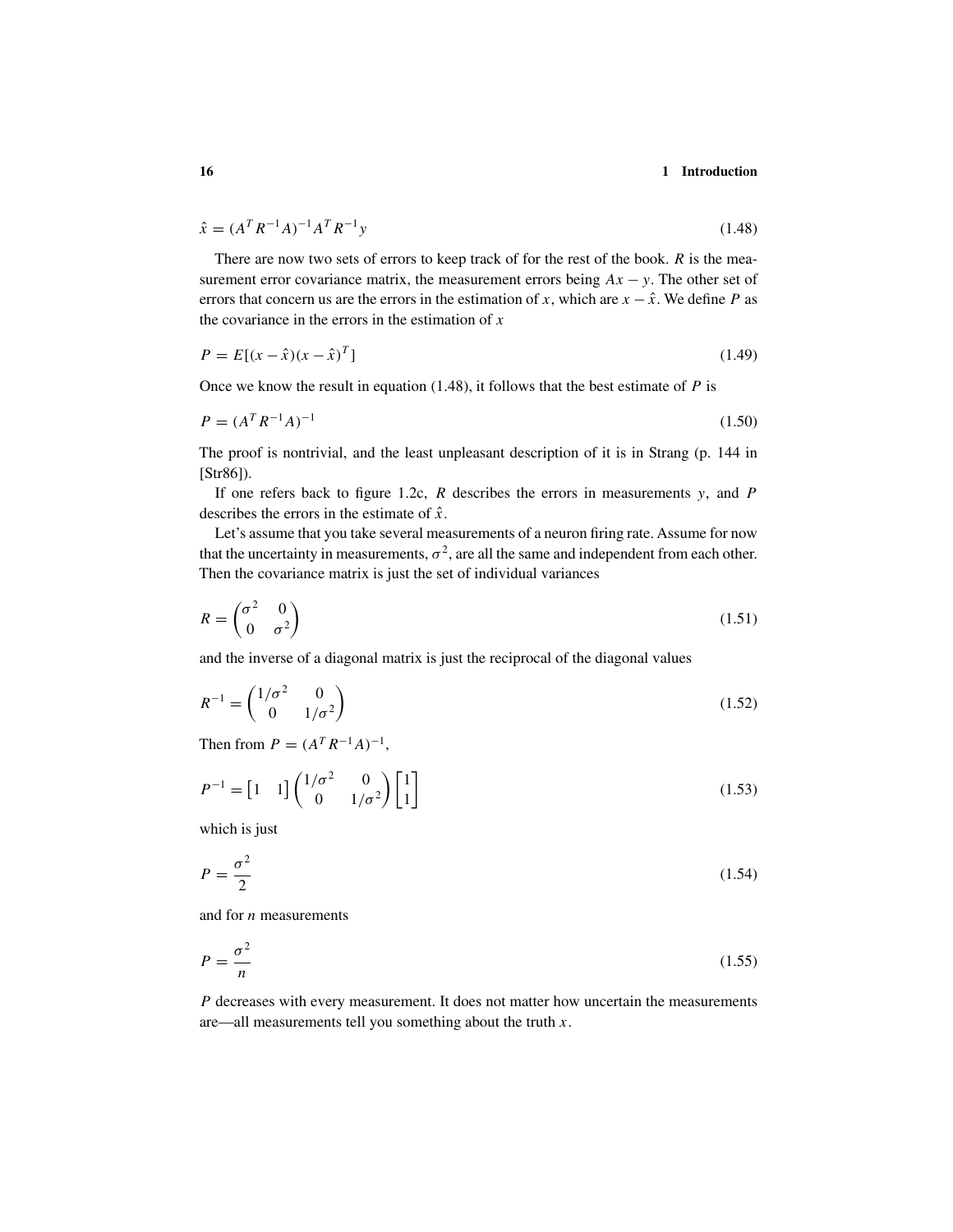$$\hat{x} = (A^T R^{-1} A)^{-1} A^T R^{-1} y \tag{1.48}$$

There are now two sets of errors to keep track of for the rest of the book. $R$ is the measurement error covariance matrix, the measurement errors being $Ax - y$. The other set of errors that concern us are the errors in the estimation of $x$, which are $x - \hat{x}$. We define $P$ as the covariance in the errors in the estimation of $x$

$$P = E[(x - \hat{x})(x - \hat{x})^T] \tag{1.49}$$

Once we know the result in equation (1.48), it follows that the best estimate of $P$ is

$$P = (A^T R^{-1} A)^{-1} \tag{1.50}$$

The proof is nontrivial, and the least unpleasant description of it is in Strang (p. 144 in [Str86]).

If one refers back to figure 1.2c, $R$ describes the errors in measurements $y$, and $P$ describes the errors in the estimate of $\hat{x}$.

Let's assume that you take several measurements of a neuron firing rate. Assume for now that the uncertainty in measurements, $\sigma^2$, are all the same and independent from each other. Then the covariance matrix is just the set of individual variances

$$R = \begin{pmatrix} \sigma^2 & 0 \\ 0 & \sigma^2 \end{pmatrix} \tag{1.51}$$

and the inverse of a diagonal matrix is just the reciprocal of the diagonal values

$$R^{-1} = \begin{pmatrix} 1/\sigma^2 & 0 \\ 0 & 1/\sigma^2 \end{pmatrix} \tag{1.52}$$

Then from $P = (A^T R^{-1} A)^{-1}$,

$$P^{-1} = \begin{bmatrix} 1 & 1 \end{bmatrix} \begin{pmatrix} 1/\sigma^2 & 0 \\ 0 & 1/\sigma^2 \end{pmatrix} \begin{bmatrix} 1 \\ 1 \end{bmatrix} \tag{1.53}$$

which is just

$$P = \frac{\sigma^2}{2} \tag{1.54}$$

and for $n$ measurements

$$P = \frac{\sigma^2}{n} \tag{1.55}$$

$P$ decreases with every measurement. It does not matter how uncertain the measurements are—all measurements tell you something about the truth $x$.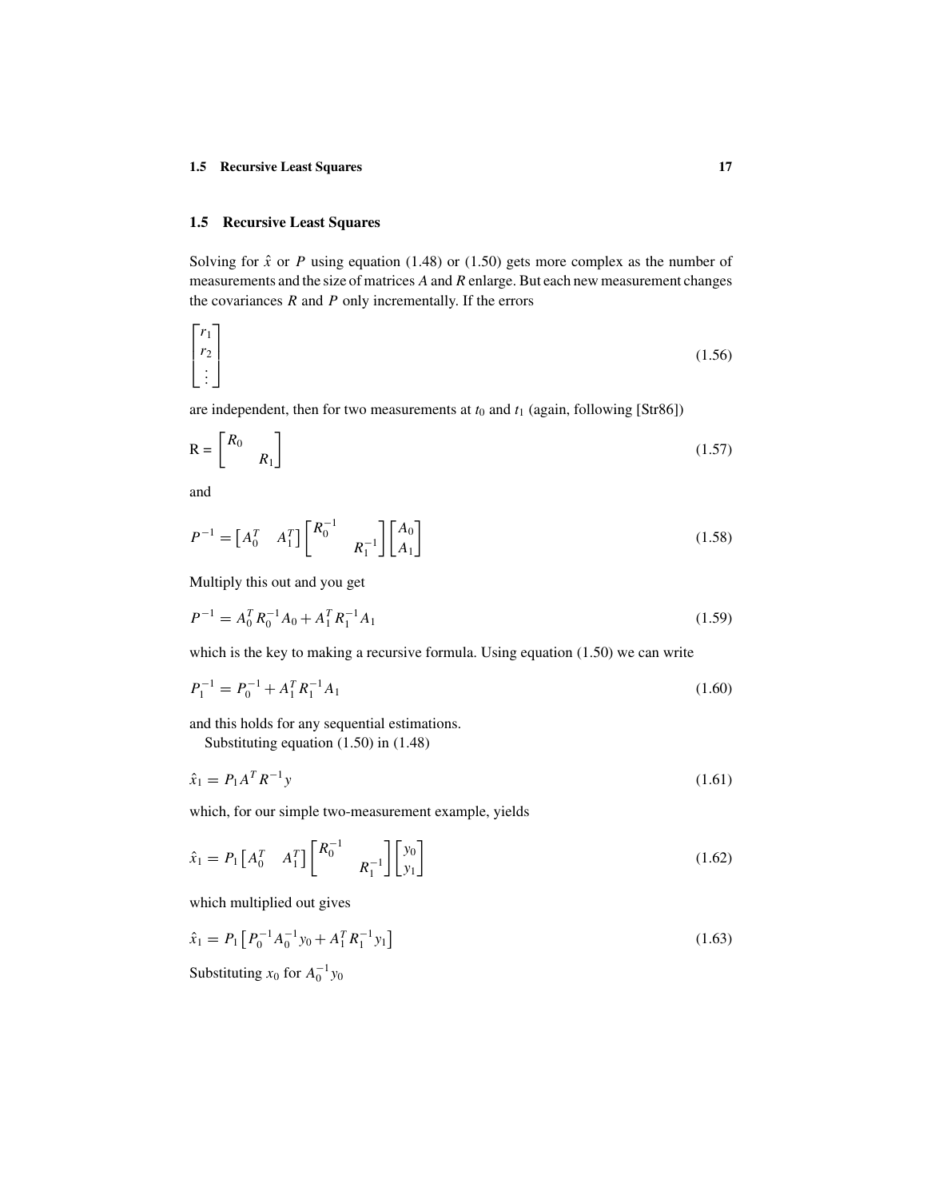## 1.5 Recursive Least Squares

Solving for $\hat{x}$ or $P$ using equation (1.48) or (1.50) gets more complex as the number of measurements and the size of matrices $A$ and $R$ enlarge. But each new measurement changes the covariances $R$ and $P$ only incrementally. If the errors

$$\begin{bmatrix} r_1 \\ r_2 \\ \vdots \end{bmatrix} \tag{1.56}$$

are independent, then for two measurements at $t_0$ and $t_1$ (again, following [Str86])

$$\mathrm{R} = \begin{bmatrix} R_0 & \\ & R_1 \end{bmatrix} \tag{1.57}$$

and

$$P^{-1} = \begin{bmatrix} A_0^T & A_1^T \end{bmatrix} \begin{bmatrix} R_0^{-1} & \\ & R_1^{-1} \end{bmatrix} \begin{bmatrix} A_0 \\ A_1 \end{bmatrix} \tag{1.58}$$

Multiply this out and you get

$$P^{-1} = A_0^T R_0^{-1} A_0 + A_1^T R_1^{-1} A_1 \tag{1.59}$$

which is the key to making a recursive formula. Using equation (1.50) we can write

$$P_1^{-1} = P_0^{-1} + A_1^T R_1^{-1} A_1 \tag{1.60}$$

and this holds for any sequential estimations.

Substituting equation (1.50) in (1.48)

$$\hat{x}_1 = P_1 A^T R^{-1} y \tag{1.61}$$

which, for our simple two-measurement example, yields

$$\hat{x}_1 = P_1 \begin{bmatrix} A_0^T & A_1^T \end{bmatrix} \begin{bmatrix} R_0^{-1} & \\ & R_1^{-1} \end{bmatrix} \begin{bmatrix} y_0 \\ y_1 \end{bmatrix} \tag{1.62}$$

which multiplied out gives

$$\hat{x}_1 = P_1 \left[ P_0^{-1} A_0^{-1} y_0 + A_1^T R_1^{-1} y_1 \right] \tag{1.63}$$

Substituting $x_0$ for $A_0^{-1} y_0$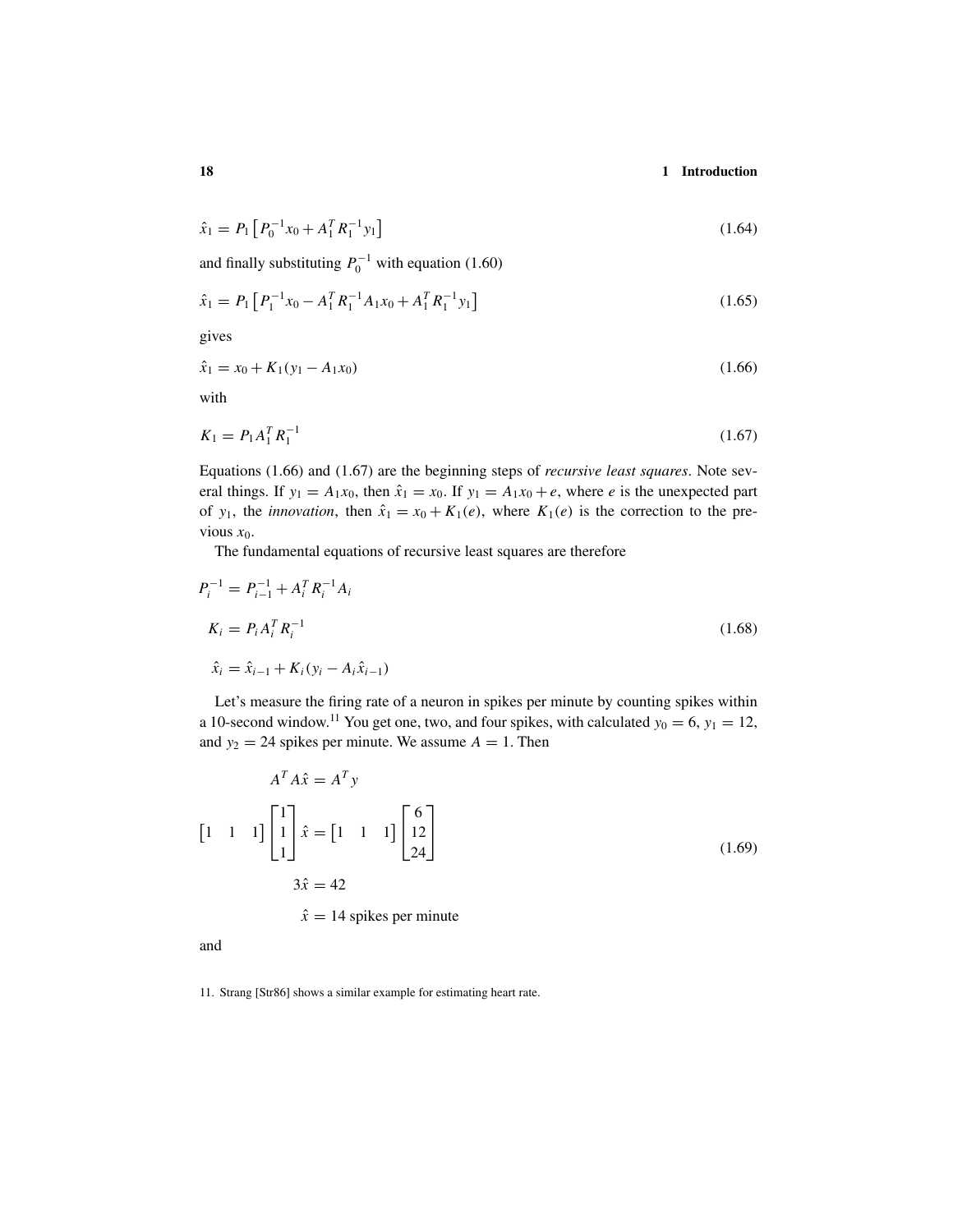$$\hat{x}_1 = P_1 \left[ P_0^{-1} x_0 + A_1^T R_1^{-1} y_1 \right] \tag{1.64}$$

and finally substituting $P_0^{-1}$ with equation (1.60)

$$\hat{x}_1 = P_1 \left[ P_1^{-1} x_0 - A_1^T R_1^{-1} A_1 x_0 + A_1^T R_1^{-1} y_1 \right] \tag{1.65}$$

gives

$$\hat{x}_1 = x_0 + K_1 (y_1 - A_1 x_0) \tag{1.66}$$

with

$$K_1 = P_1 A_1^T R_1^{-1} \tag{1.67}$$

Equations (1.66) and (1.67) are the beginning steps of *recursive least squares*. Note several things. If $y_1 = A_1 x_0$, then $\hat{x}_1 = x_0$. If $y_1 = A_1 x_0 + e$, where $e$ is the unexpected part of $y_1$, the *innovation*, then $\hat{x}_1 = x_0 + K_1(e)$, where $K_1(e)$ is the correction to the previous $x_0$.

The fundamental equations of recursive least squares are therefore

$$\begin{aligned} P_i^{-1} &= P_{i-1}^{-1} + A_i^T R_i^{-1} A_i \\ K_i &= P_i A_i^T R_i^{-1} \\ \hat{x}_i &= \hat{x}_{i-1} + K_i (y_i - A_i \hat{x}_{i-1}) \end{aligned} \tag{1.68}$$

Let's measure the firing rate of a neuron in spikes per minute by counting spikes within a 10-second window.[11] You get one, two, and four spikes, with calculated $y_0 = 6$, $y_1 = 12$, and $y_2 = 24$ spikes per minute. We assume $A = 1$. Then

$$\begin{aligned} A^T A \hat{x} &= A^T y \\ \begin{bmatrix} 1 & 1 & 1 \end{bmatrix} \begin{bmatrix} 1 \\ 1 \\ 1 \end{bmatrix} \hat{x} &= \begin{bmatrix} 1 & 1 & 1 \end{bmatrix} \begin{bmatrix} 6 \\ 12 \\ 24 \end{bmatrix} \\ 3\hat{x} &= 42 \\ \hat{x} &= 14 \text{ spikes per minute} \end{aligned} \tag{1.69}$$

and

11. Strang [Str86] shows a similar example for estimating heart rate.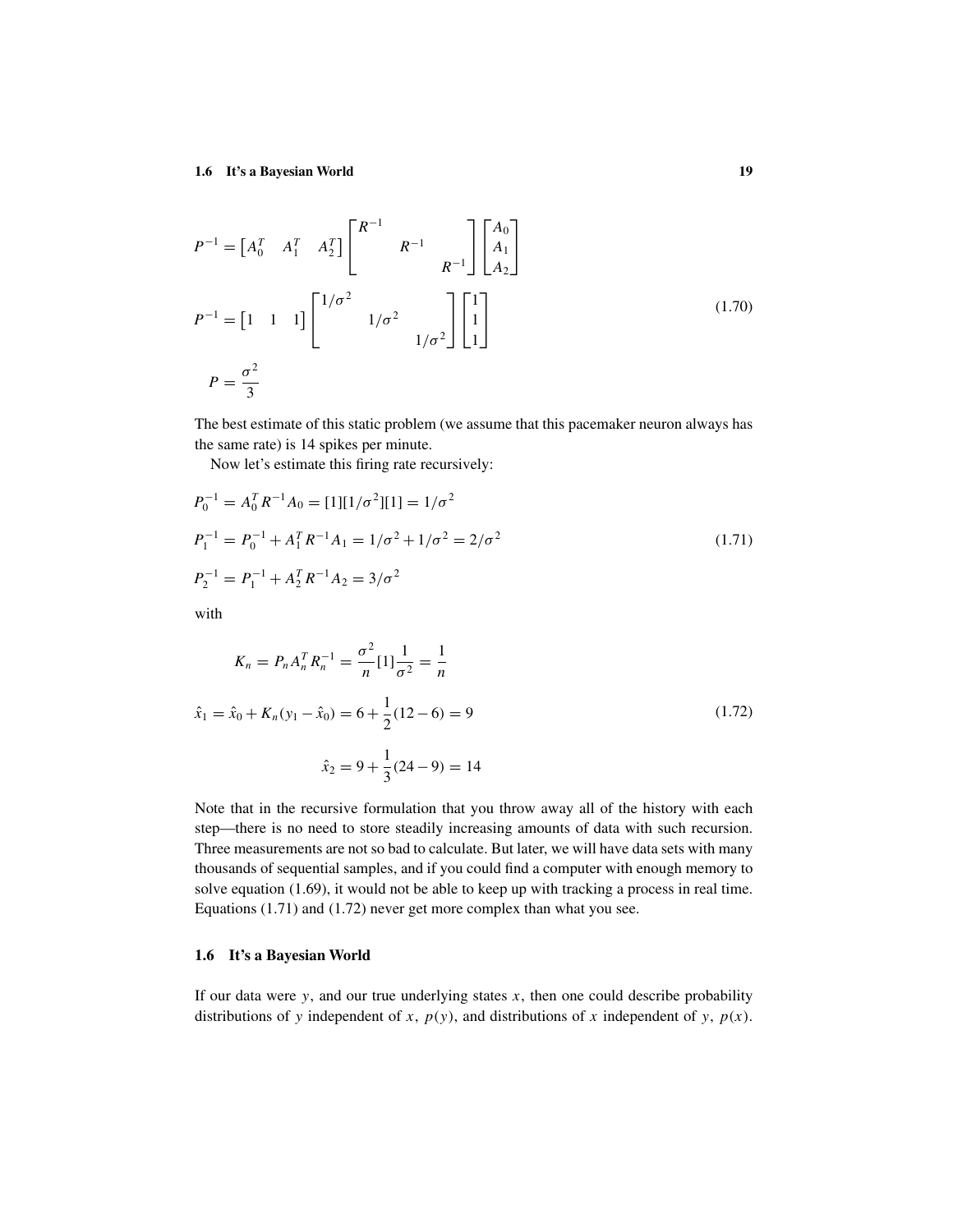$$P^{-1} = \begin{bmatrix} A_0^T & A_1^T & A_2^T \end{bmatrix} \begin{bmatrix} R^{-1} & & \\ & R^{-1} & \\ & & R^{-1} \end{bmatrix} \begin{bmatrix} A_0 \\ A_1 \\ A_2 \end{bmatrix}$$

$$P^{-1} = \begin{bmatrix} 1 & 1 & 1 \end{bmatrix} \begin{bmatrix} 1/\sigma^2 & & \\ & 1/\sigma^2 & \\ & & 1/\sigma^2 \end{bmatrix} \begin{bmatrix} 1 \\ 1 \\ 1 \end{bmatrix} \tag{1.70}$$

$$P = \frac{\sigma^2}{3}$$

The best estimate of this static problem (we assume that this pacemaker neuron always has the same rate) is 14 spikes per minute.

Now let's estimate this firing rate recursively:

$$P_0^{-1} = A_0^T R^{-1} A_0 = [1][1/\sigma^2][1] = 1/\sigma^2$$

$$P_1^{-1} = P_0^{-1} + A_1^T R^{-1} A_1 = 1/\sigma^2 + 1/\sigma^2 = 2/\sigma^2 \tag{1.71}$$

$$P_2^{-1} = P_1^{-1} + A_2^T R^{-1} A_2 = 3/\sigma^2$$

with

$$K_n = P_n A_n^T R_n^{-1} = \frac{\sigma^2}{n}[1]\frac{1}{\sigma^2} = \frac{1}{n}$$

$$\hat{x}_1 = \hat{x}_0 + K_n(y_1 - \hat{x}_0) = 6 + \frac{1}{2}(12 - 6) = 9 \tag{1.72}$$

$$\hat{x}_2 = 9 + \frac{1}{3}(24 - 9) = 14$$

Note that in the recursive formulation that you throw away all of the history with each step—there is no need to store steadily increasing amounts of data with such recursion. Three measurements are not so bad to calculate. But later, we will have data sets with many thousands of sequential samples, and if you could find a computer with enough memory to solve equation (1.69), it would not be able to keep up with tracking a process in real time. Equations (1.71) and (1.72) never get more complex than what you see.

## 1.6 It's a Bayesian World

If our data were $y$, and our true underlying states $x$, then one could describe probability distributions of $y$ independent of $x$, $p(y)$, and distributions of $x$ independent of $y$, $p(x)$.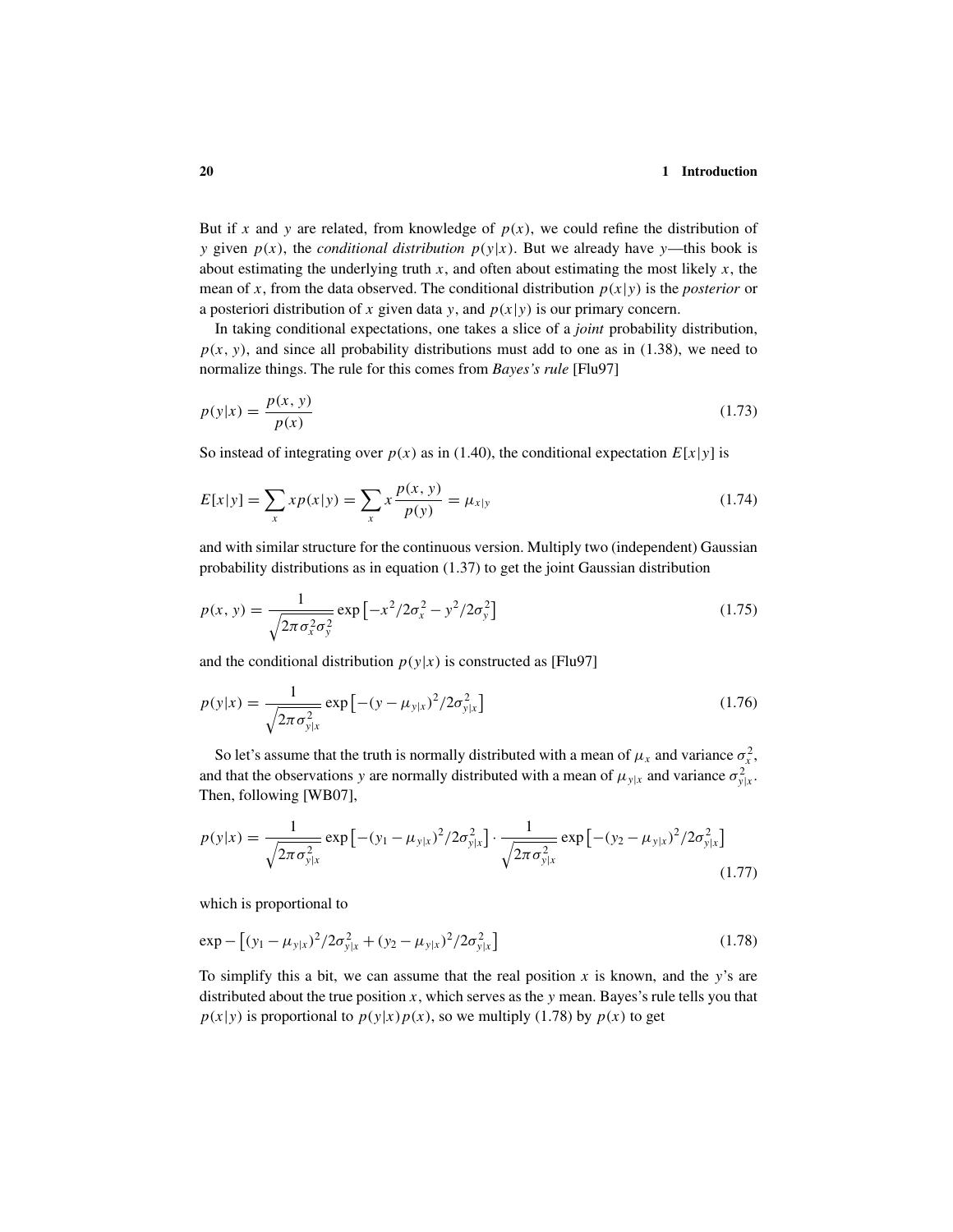But if $x$ and $y$ are related, from knowledge of $p(x)$, we could refine the distribution of $y$ given $p(x)$, the *conditional distribution* $p(y|x)$. But we already have $y$—this book is about estimating the underlying truth $x$, and often about estimating the most likely $x$, the mean of $x$, from the data observed. The conditional distribution $p(x|y)$ is the *posterior* or a posteriori distribution of $x$ given data $y$, and $p(x|y)$ is our primary concern.

In taking conditional expectations, one takes a slice of a *joint* probability distribution, $p(x, y)$, and since all probability distributions must add to one as in (1.38), we need to normalize things. The rule for this comes from *Bayes's rule* [Flu97]

$$p(y|x) = \frac{p(x, y)}{p(x)} \tag{1.73}$$

So instead of integrating over $p(x)$ as in (1.40), the conditional expectation $E[x|y]$ is

$$E[x|y] = \sum_x x p(x|y) = \sum_x x \frac{p(x, y)}{p(y)} = \mu_{x|y} \tag{1.74}$$

and with similar structure for the continuous version. Multiply two (independent) Gaussian probability distributions as in equation (1.37) to get the joint Gaussian distribution

$$p(x, y) = \frac{1}{\sqrt{2\pi\sigma_x^2\sigma_y^2}} \exp\left[-x^2/2\sigma_x^2 - y^2/2\sigma_y^2\right] \tag{1.75}$$

and the conditional distribution $p(y|x)$ is constructed as [Flu97]

$$p(y|x) = \frac{1}{\sqrt{2\pi\sigma_{y|x}^2}} \exp\left[-(y - \mu_{y|x})^2/2\sigma_{y|x}^2\right] \tag{1.76}$$

So let's assume that the truth is normally distributed with a mean of $\mu_x$ and variance $\sigma_x^2$, and that the observations $y$ are normally distributed with a mean of $\mu_{y|x}$ and variance $\sigma_{y|x}^2$. Then, following [WB07],

$$p(y|x) = \frac{1}{\sqrt{2\pi\sigma_{y|x}^2}} \exp\left[-(y_1 - \mu_{y|x})^2/2\sigma_{y|x}^2\right] \cdot \frac{1}{\sqrt{2\pi\sigma_{y|x}^2}} \exp\left[-(y_2 - \mu_{y|x})^2/2\sigma_{y|x}^2\right] \tag{1.77}$$

which is proportional to

$$\exp -\left[(y_1 - \mu_{y|x})^2/2\sigma_{y|x}^2 + (y_2 - \mu_{y|x})^2/2\sigma_{y|x}^2\right] \tag{1.78}$$

To simplify this a bit, we can assume that the real position $x$ is known, and the $y$'s are distributed about the true position $x$, which serves as the $y$ mean. Bayes's rule tells you that $p(x|y)$ is proportional to $p(y|x)p(x)$, so we multiply (1.78) by $p(x)$ to get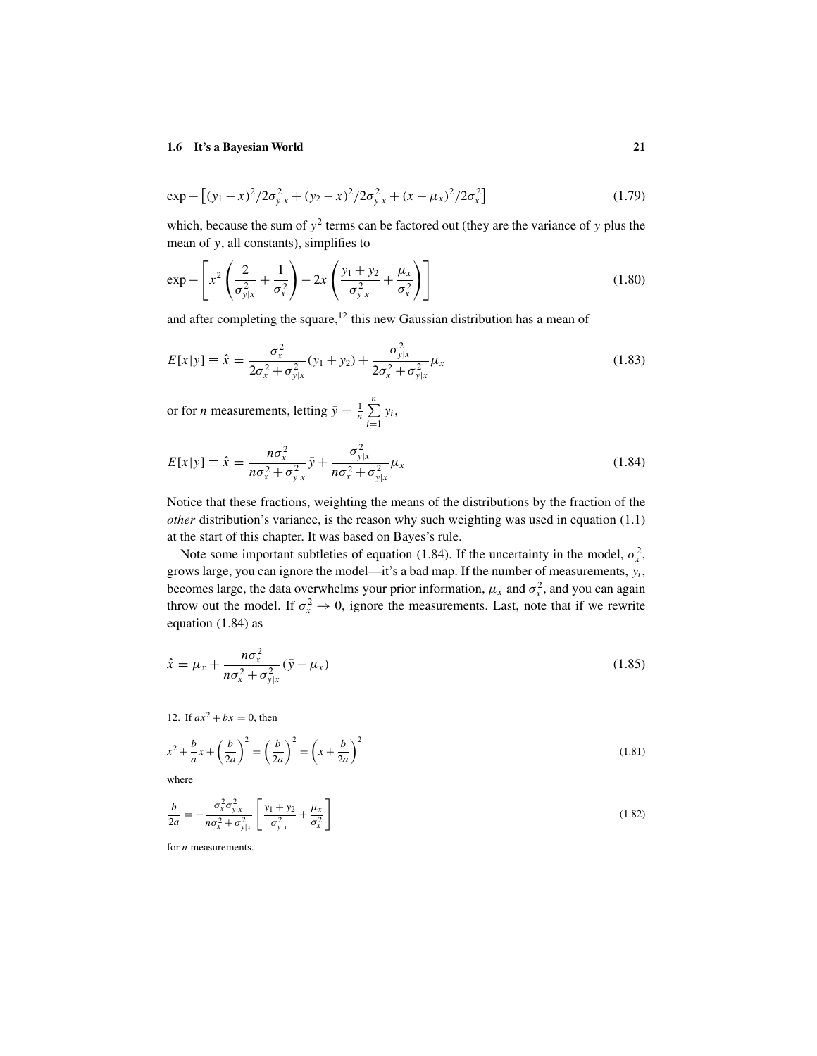$$\exp - \left[ (y_1 - x)^2 / 2\sigma_{y|x}^2 + (y_2 - x)^2 / 2\sigma_{y|x}^2 + (x - \mu_x)^2 / 2\sigma_x^2 \right] \tag{1.79}$$

which, because the sum of $y^2$ terms can be factored out (they are the variance of $y$ plus the mean of $y$, all constants), simplifies to

$$\exp - \left[ x^2 \left( \frac{2}{\sigma_{y|x}^2} + \frac{1}{\sigma_x^2} \right) - 2x \left( \frac{y_1 + y_2}{\sigma_{y|x}^2} + \frac{\mu_x}{\sigma_x^2} \right) \right] \tag{1.80}$$

and after completing the square,[12] this new Gaussian distribution has a mean of

$$E[x|y] \equiv \hat{x} = \frac{\sigma_x^2}{2\sigma_x^2 + \sigma_{y|x}^2}(y_1 + y_2) + \frac{\sigma_{y|x}^2}{2\sigma_x^2 + \sigma_{y|x}^2}\mu_x \tag{1.83}$$

or for $n$ measurements, letting $\bar{y} = \frac{1}{n} \sum_{i=1}^{n} y_i$,

$$E[x|y] \equiv \hat{x} = \frac{n\sigma_x^2}{n\sigma_x^2 + \sigma_{y|x}^2}\bar{y} + \frac{\sigma_{y|x}^2}{n\sigma_x^2 + \sigma_{y|x}^2}\mu_x \tag{1.84}$$

Notice that these fractions, weighting the means of the distributions by the fraction of the *other* distribution's variance, is the reason why such weighting was used in equation (1.1) at the start of this chapter. It was based on Bayes's rule.

Note some important subtleties of equation (1.84). If the uncertainty in the model, $\sigma_x^2$, grows large, you can ignore the model—it's a bad map. If the number of measurements, $y_i$, becomes large, the data overwhelms your prior information, $\mu_x$ and $\sigma_x^2$, and you can again throw out the model. If $\sigma_x^2 \to 0$, ignore the measurements. Last, note that if we rewrite equation (1.84) as

$$\hat{x} = \mu_x + \frac{n\sigma_x^2}{n\sigma_x^2 + \sigma_{y|x}^2}(\bar{y} - \mu_x) \tag{1.85}$$

12. If $ax^2 + bx = 0$, then

$$x^2 + \frac{b}{a}x + \left(\frac{b}{2a}\right)^2 = \left(\frac{b}{2a}\right)^2 = \left(x + \frac{b}{2a}\right)^2 \tag{1.81}$$

where

$$\frac{b}{2a} = -\frac{\sigma_x^2 \sigma_{y|x}^2}{n\sigma_x^2 + \sigma_{y|x}^2} \left[ \frac{y_1 + y_2}{\sigma_{y|x}^2} + \frac{\mu_x}{\sigma_x^2} \right] \tag{1.82}$$

for $n$ measurements.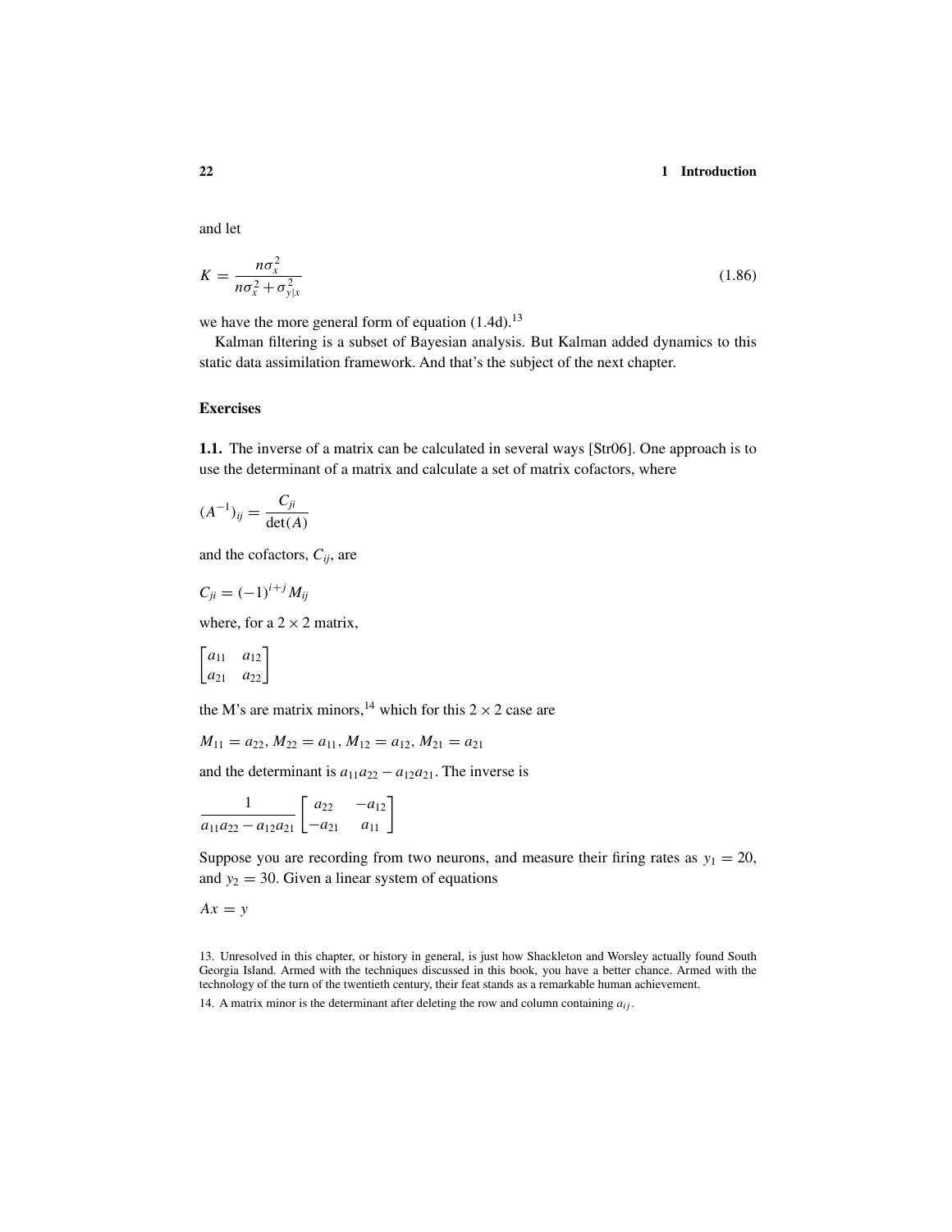and let

$$K = \frac{n\sigma_x^2}{n\sigma_x^2 + \sigma_{y|x}^2} \tag{1.86}$$

we have the more general form of equation (1.4d).[13]

Kalman filtering is a subset of Bayesian analysis. But Kalman added dynamics to this static data assimilation framework. And that's the subject of the next chapter.

## Exercises

**1.1.** The inverse of a matrix can be calculated in several ways [Str06]. One approach is to use the determinant of a matrix and calculate a set of matrix cofactors, where

$$(A^{-1})_{ij} = \frac{C_{ji}}{\det(A)}$$

and the cofactors, $C_{ij}$, are

$$C_{ji} = (-1)^{i+j} M_{ij}$$

where, for a $2 \times 2$ matrix,

$$\begin{bmatrix} a_{11} & a_{12} \\ a_{21} & a_{22} \end{bmatrix}$$

the M's are matrix minors,[14] which for this $2 \times 2$ case are

$$M_{11} = a_{22},\ M_{22} = a_{11},\ M_{12} = a_{12},\ M_{21} = a_{21}$$

and the determinant is $a_{11}a_{22} - a_{12}a_{21}$. The inverse is

$$\frac{1}{a_{11}a_{22} - a_{12}a_{21}} \begin{bmatrix} a_{22} & -a_{12} \\ -a_{21} & a_{11} \end{bmatrix}$$

Suppose you are recording from two neurons, and measure their firing rates as $y_1 = 20$, and $y_2 = 30$. Given a linear system of equations

$$Ax = y$$

13. Unresolved in this chapter, or history in general, is just how Shackleton and Worsley actually found South Georgia Island. Armed with the techniques discussed in this book, you have a better chance. Armed with the technology of the turn of the twentieth century, their feat stands as a remarkable human achievement.

14. A matrix minor is the determinant after deleting the row and column containing $a_{ij}$.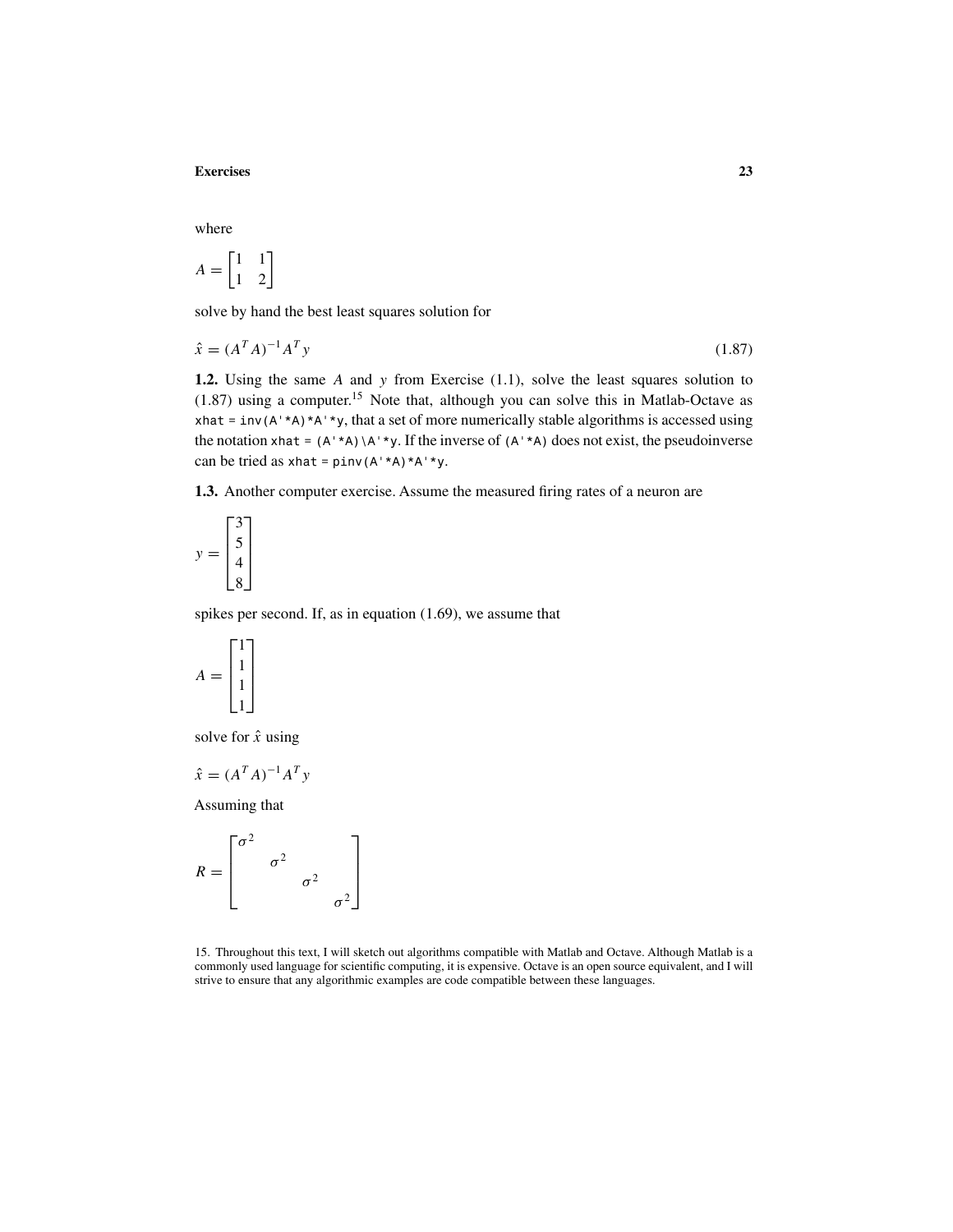where

$$A = \begin{bmatrix} 1 & 1 \\ 1 & 2 \end{bmatrix}$$

solve by hand the best least squares solution for

$$\hat{x} = (A^T A)^{-1} A^T y \tag{1.87}$$

**1.2.** Using the same $A$ and $y$ from Exercise (1.1), solve the least squares solution to (1.87) using a computer.[15] Note that, although you can solve this in Matlab-Octave as `xhat = inv(A'*A)*A'*y`, that a set of more numerically stable algorithms is accessed using the notation `xhat = (A'*A)\A'*y`. If the inverse of `(A'*A)` does not exist, the pseudoinverse can be tried as `xhat = pinv(A'*A)*A'*y`.

**1.3.** Another computer exercise. Assume the measured firing rates of a neuron are

$$y = \begin{bmatrix} 3 \\ 5 \\ 4 \\ 8 \end{bmatrix}$$

spikes per second. If, as in equation (1.69), we assume that

$$A = \begin{bmatrix} 1 \\ 1 \\ 1 \\ 1 \end{bmatrix}$$

solve for $\hat{x}$ using

$$\hat{x} = (A^T A)^{-1} A^T y$$

Assuming that

$$R = \begin{bmatrix} \sigma^2 & & & \\ & \sigma^2 & & \\ & & \sigma^2 & \\ & & & \sigma^2 \end{bmatrix}$$

15. Throughout this text, I will sketch out algorithms compatible with Matlab and Octave. Although Matlab is a commonly used language for scientific computing, it is expensive. Octave is an open source equivalent, and I will strive to ensure that any algorithmic examples are code compatible between these languages.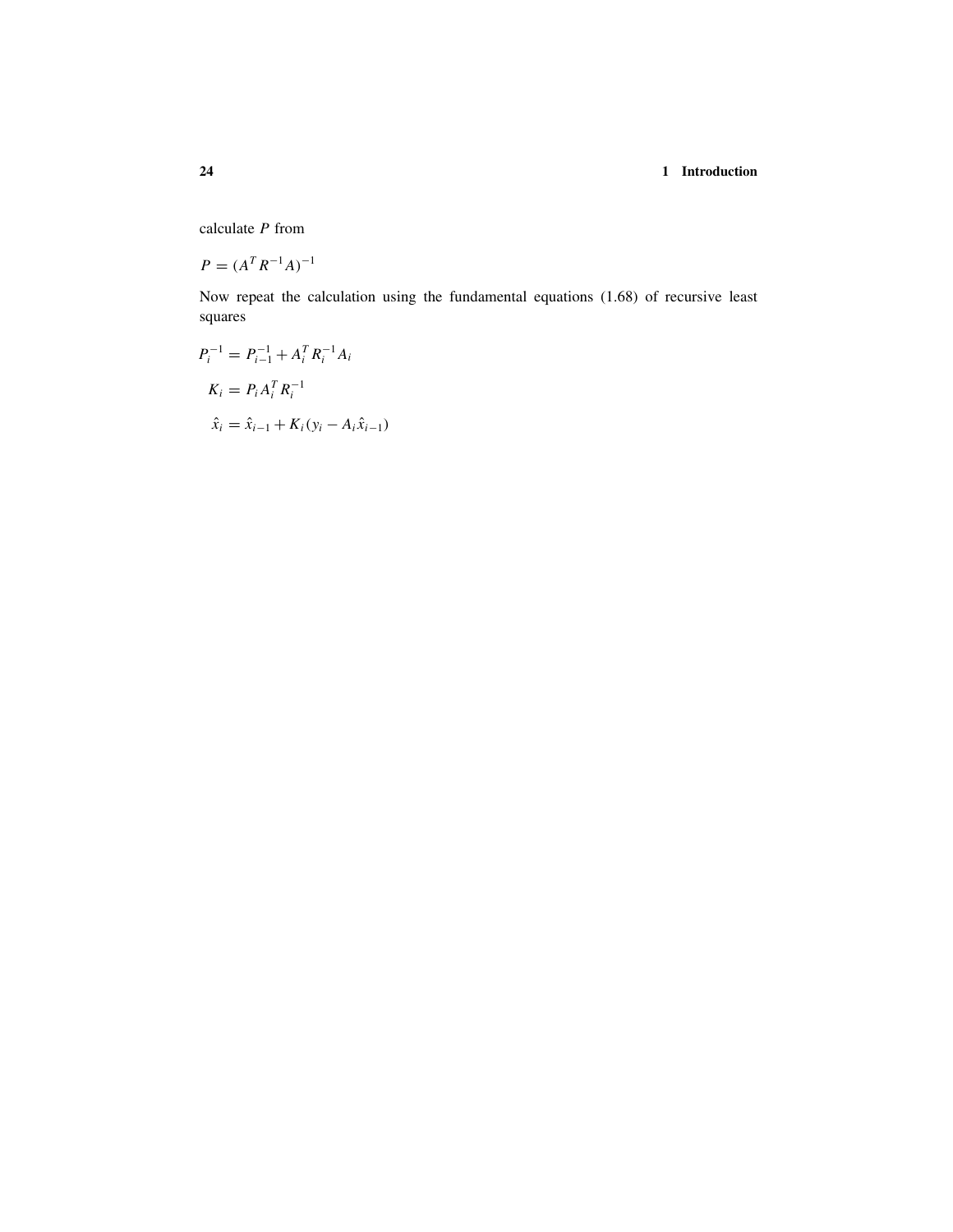calculate $P$ from

$$P = (A^T R^{-1} A)^{-1}$$

Now repeat the calculation using the fundamental equations (1.68) of recursive least squares

$$P_i^{-1} = P_{i-1}^{-1} + A_i^T R_i^{-1} A_i$$

$$K_i = P_i A_i^T R_i^{-1}$$

$$\hat{x}_i = \hat{x}_{i-1} + K_i (y_i - A_i \hat{x}_{i-1})$$